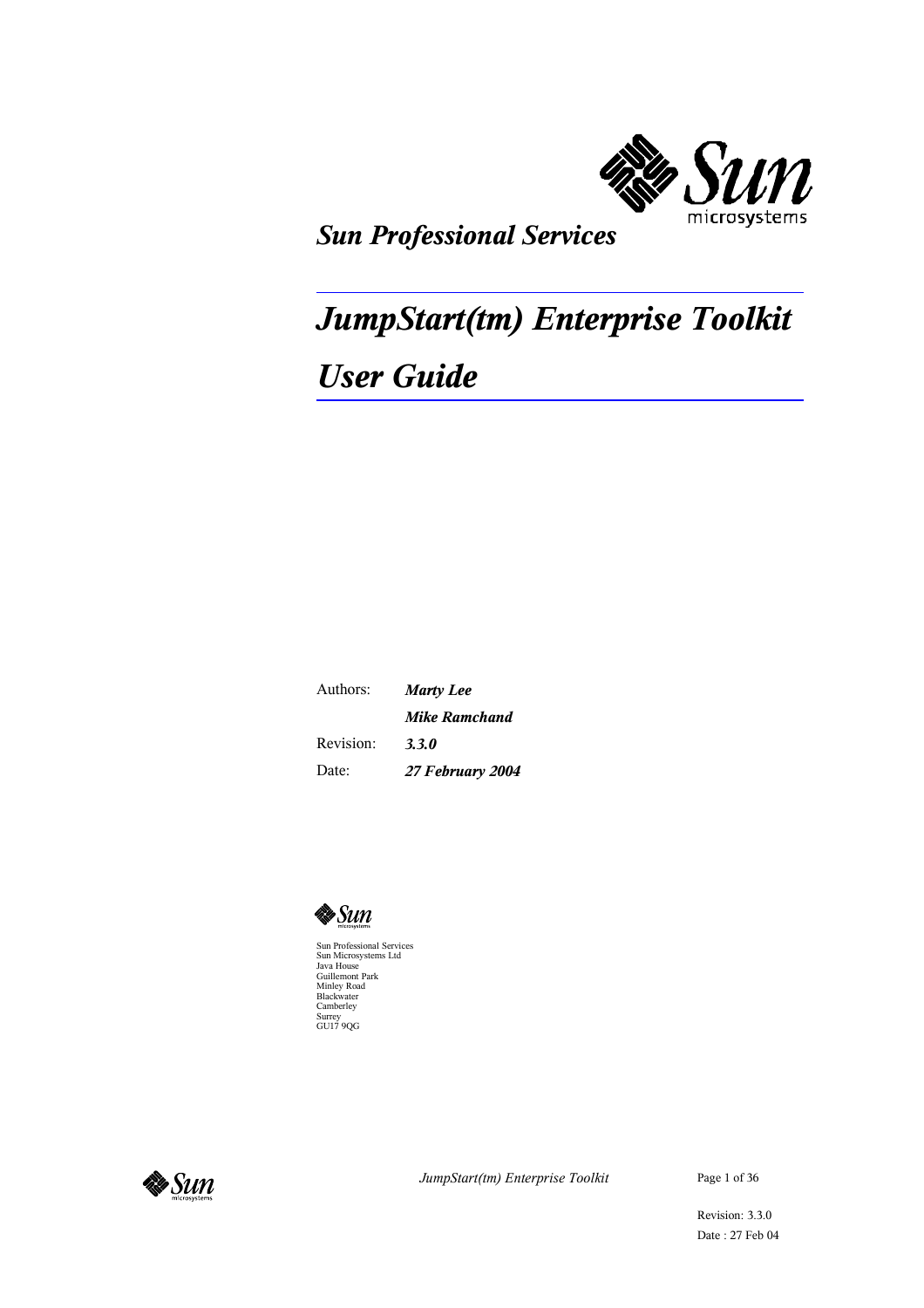*Sun Professional Services*

# *JumpStart(tm) Enterprise Toolkit*

# *User Guide*

| | |
|---|---|
| Authors: | ***Marty Lee*** |
| | ***Mike Ramchand*** |
| Revision: | ***3.3.0*** |
| Date: | ***27 February 2004*** |

Sun Professional Services
Sun Microsystems Ltd
Java House
Guillemont Park
Minley Road
Blackwater
Camberley
Surrey
GU17 9QG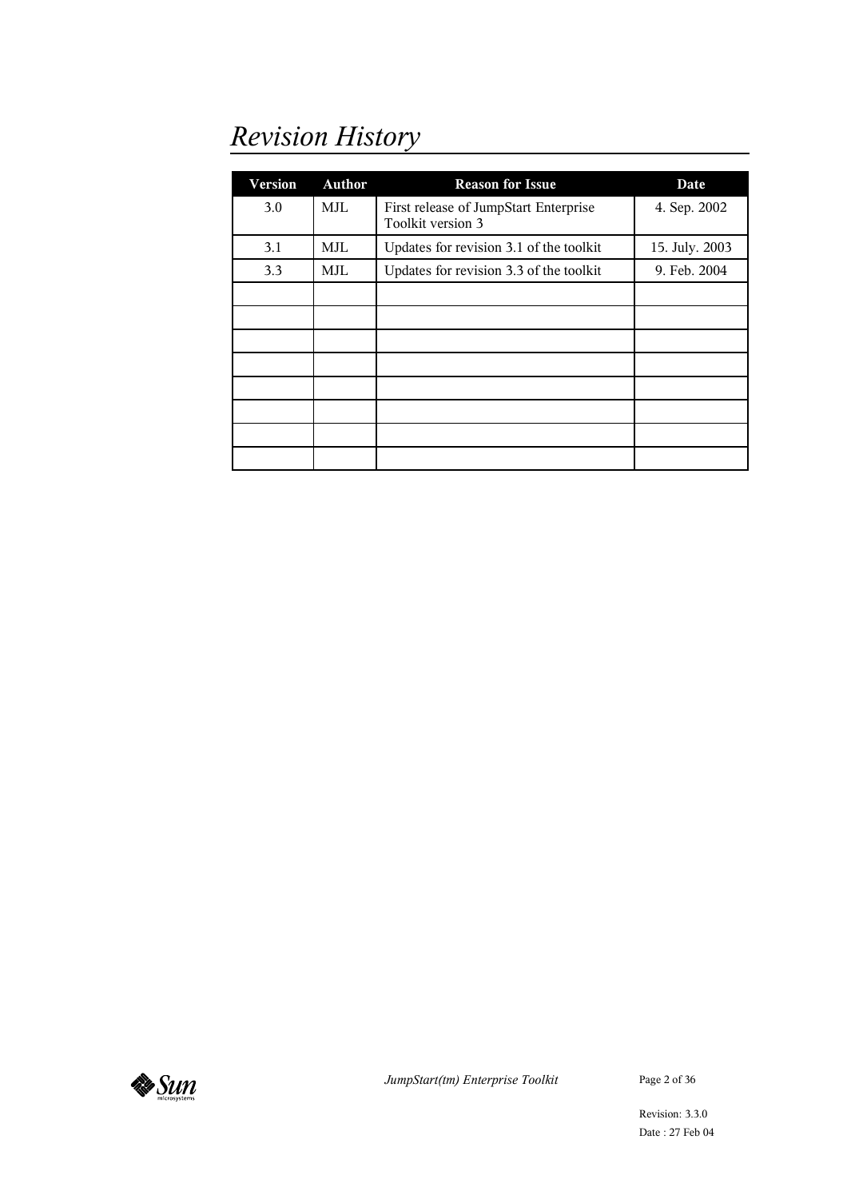# *Revision History*

| Version | Author | Reason for Issue | Date |
|---|---|---|---|
| 3.0 | MJL | First release of JumpStart Enterprise Toolkit version 3 | 4. Sep. 2002 |
| 3.1 | MJL | Updates for revision 3.1 of the toolkit | 15. July. 2003 |
| 3.3 | MJL | Updates for revision 3.3 of the toolkit | 9. Feb. 2004 |
| | | | |
| | | | |
| | | | |
| | | | |
| | | | |
| | | | |
| | | | |
| | | | |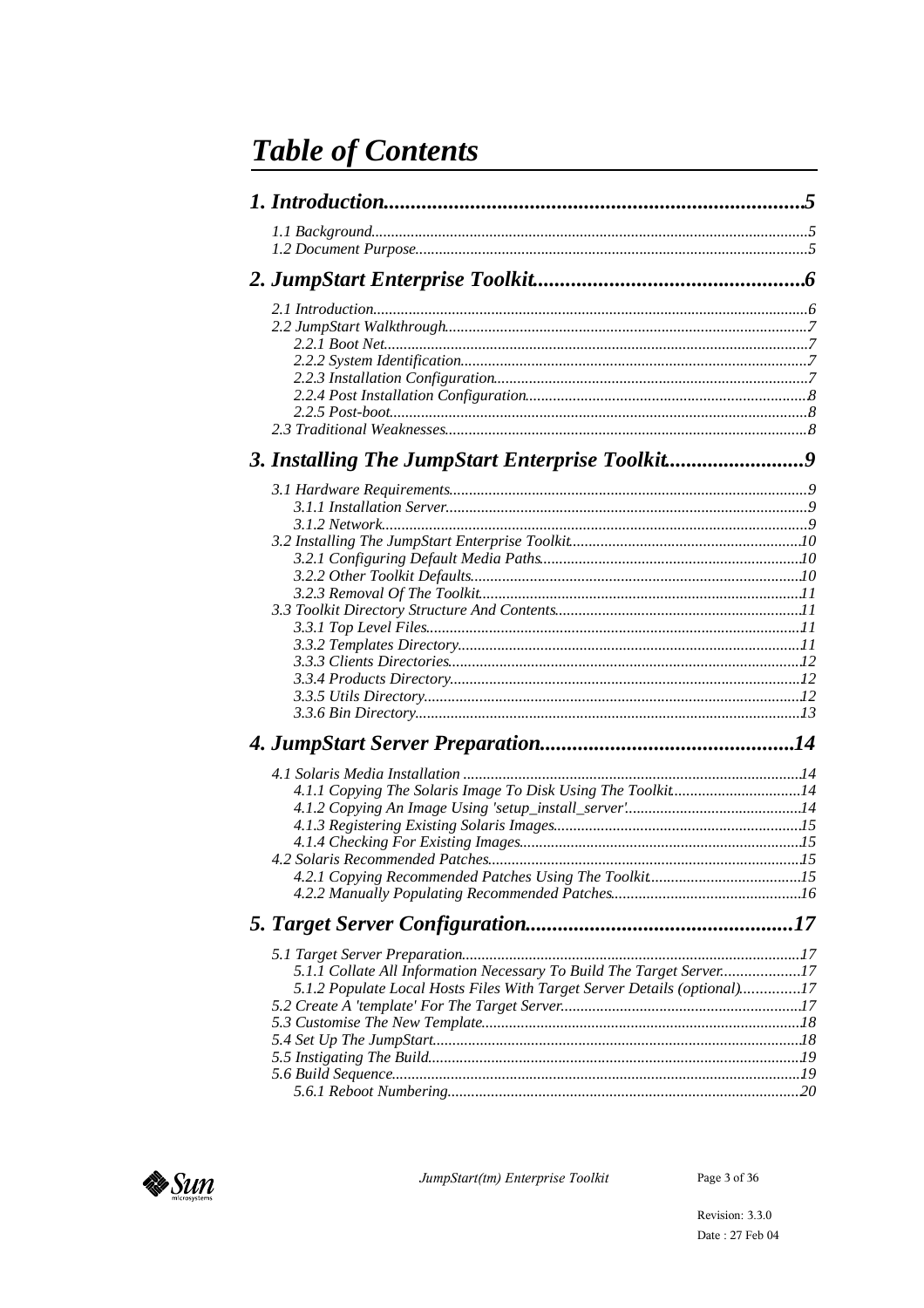# *Table of Contents*

***1. Introduction***..............................................................................**5**

- *1.1 Background*..............................................................................5
- *1.2 Document Purpose*...................................................................5

***2. JumpStart Enterprise Toolkit***.................................................**6**

- *2.1 Introduction*..............................................................................6
- *2.2 JumpStart Walkthrough*...........................................................7
  - *2.2.1 Boot Net*...........................................................................7
  - *2.2.2 System Identification*........................................................7
  - *2.2.3 Installation Configuration*................................................7
  - *2.2.4 Post Installation Configuration*........................................8
  - *2.2.5 Post-boot*..........................................................................8
- *2.3 Traditional Weaknesses*...........................................................8

***3. Installing The JumpStart Enterprise Toolkit***..........................**9**

- *3.1 Hardware Requirements*...........................................................9
  - *3.1.1 Installation Server*............................................................9
  - *3.1.2 Network*............................................................................9
- *3.2 Installing The JumpStart Enterprise Toolkit*...........................10
  - *3.2.1 Configuring Default Media Paths*....................................10
  - *3.2.2 Other Toolkit Defaults*....................................................10
  - *3.2.3 Removal Of The Toolkit*..................................................11
- *3.3 Toolkit Directory Structure And Contents*...............................11
  - *3.3.1 Top Level Files*...............................................................11
  - *3.3.2 Templates Directory*.......................................................11
  - *3.3.3 Clients Directories*..........................................................12
  - *3.3.4 Products Directory*.........................................................12
  - *3.3.5 Utils Directory*................................................................12
  - *3.3.6 Bin Directory*..................................................................13

***4. JumpStart Server Preparation***..............................................**14**

- *4.1 Solaris Media Installation* .......................................................14
  - *4.1.1 Copying The Solaris Image To Disk Using The Toolkit*.................................14
  - *4.1.2 Copying An Image Using 'setup_install_server'*............................................14
  - *4.1.3 Registering Existing Solaris Images*..............................................................15
  - *4.1.4 Checking For Existing Images*.......................................................................15
- *4.2 Solaris Recommended Patches*...............................................15
  - *4.2.1 Copying Recommended Patches Using The Toolkit*......................................15
  - *4.2.2 Manually Populating Recommended Patches*................................................16

***5. Target Server Configuration***.................................................**17**

- *5.1 Target Server Preparation*.......................................................17
  - *5.1.1 Collate All Information Necessary To Build The Target Server*...................17
  - *5.1.2 Populate Local Hosts Files With Target Server Details (optional)*...............17
- *5.2 Create A 'template' For The Target Server*.............................17
- *5.3 Customise The New Template*.................................................18
- *5.4 Set Up The JumpStart*.............................................................18
- *5.5 Instigating The Build*..............................................................19
- *5.6 Build Sequence*.......................................................................19
  - *5.6.1 Reboot Numbering*..........................................................20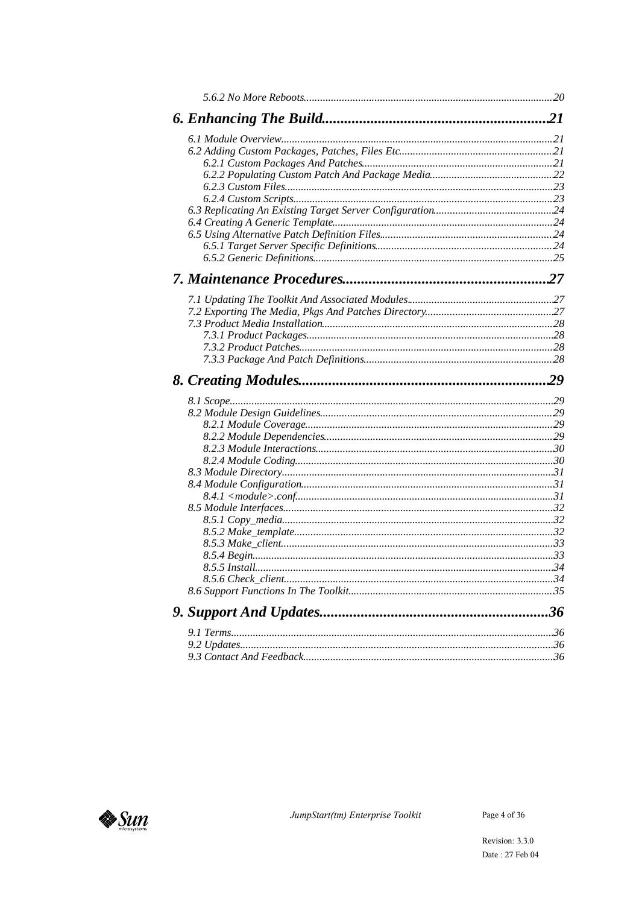5.6.2 No More Reboots....................................................................................20

**6. Enhancing The Build.............................................................21**

6.1 Module Overview....................................................................................21
6.2 Adding Custom Packages, Patches, Files Etc.........................................21
6.2.1 Custom Packages And Patches......................................................21
6.2.2 Populating Custom Patch And Package Media..............................22
6.2.3 Custom Files...................................................................................23
6.2.4 Custom Scripts................................................................................23
6.3 Replicating An Existing Target Server Configuration............................24
6.4 Creating A Generic Template..................................................................24
6.5 Using Alternative Patch Definition Files................................................24
6.5.1 Target Server Specific Definitions..................................................24
6.5.2 Generic Definitions.........................................................................25

**7. Maintenance Procedures.......................................................27**

7.1 Updating The Toolkit And Associated Modules.....................................27
7.2 Exporting The Media, Pkgs And Patches Directory...............................27
7.3 Product Media Installation.....................................................................28
7.3.1 Product Packages...........................................................................28
7.3.2 Product Patches.............................................................................28
7.3.3 Package And Patch Definitions......................................................28

**8. Creating Modules...................................................................29**

8.1 Scope.......................................................................................................29
8.2 Module Design Guidelines.....................................................................29
8.2.1 Module Coverage...........................................................................29
8.2.2 Module Dependencies....................................................................29
8.2.3 Module Interactions.......................................................................30
8.2.4 Module Coding...............................................................................30
8.3 Module Directory....................................................................................31
8.4 Module Configuration............................................................................31
8.4.1 <module>.conf...............................................................................31
8.5 Module Interfaces...................................................................................32
8.5.1 Copy_media....................................................................................32
8.5.2 Make_template...............................................................................32
8.5.3 Make_client....................................................................................33
8.5.4 Begin..............................................................................................33
8.5.5 Install.............................................................................................34
8.5.6 Check_client...................................................................................34
8.6 Support Functions In The Toolkit...........................................................35

**9. Support And Updates.............................................................36**

9.1 Terms.......................................................................................................36
9.2 Updates...................................................................................................36
9.3 Contact And Feedback............................................................................36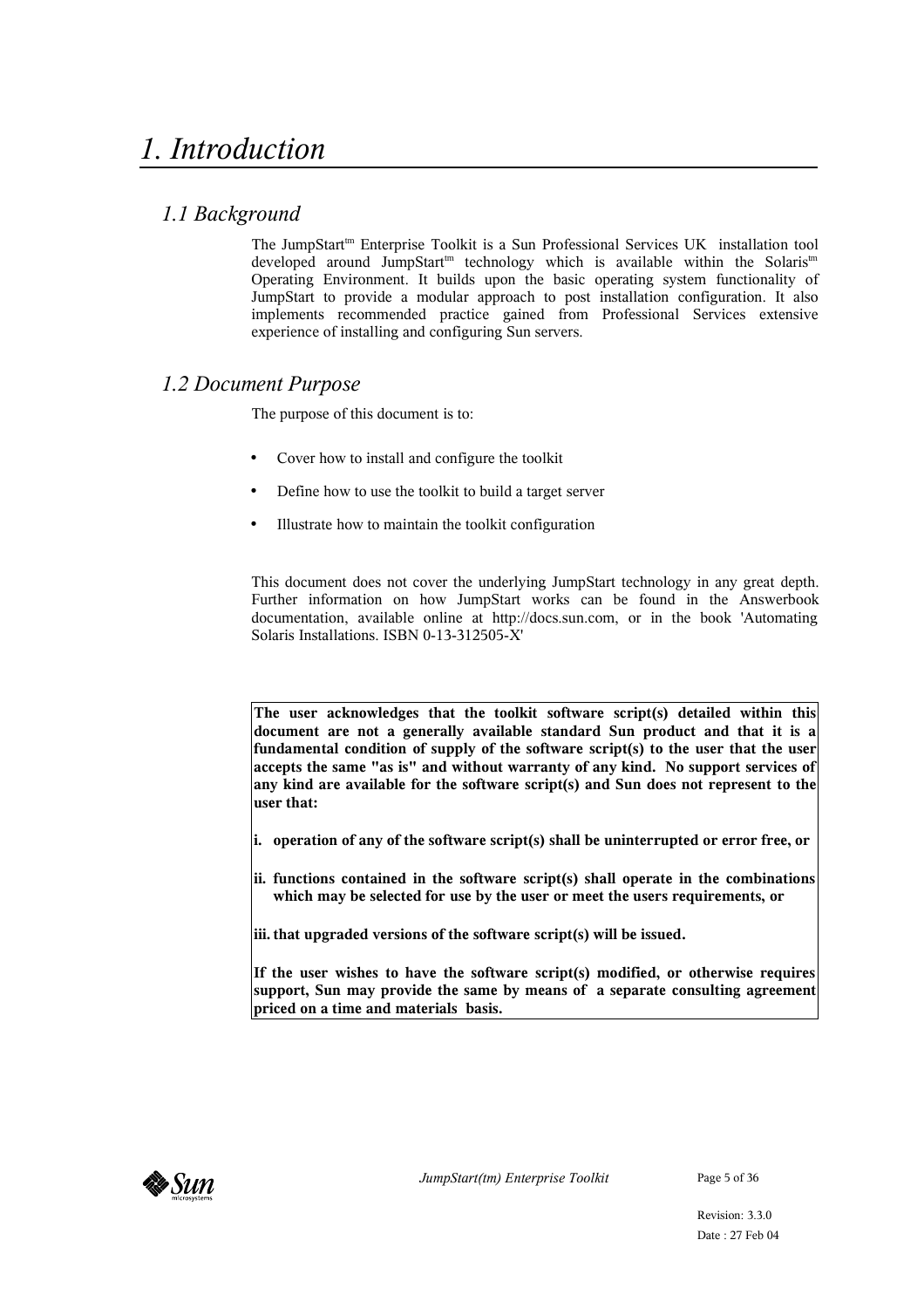# 1. Introduction

## 1.1 Background

The JumpStart[tm] Enterprise Toolkit is a Sun Professional Services UK installation tool developed around JumpStart[tm] technology which is available within the Solaris[tm] Operating Environment. It builds upon the basic operating system functionality of JumpStart to provide a modular approach to post installation configuration. It also implements recommended practice gained from Professional Services extensive experience of installing and configuring Sun servers.

## 1.2 Document Purpose

The purpose of this document is to:

- Cover how to install and configure the toolkit
- Define how to use the toolkit to build a target server
- Illustrate how to maintain the toolkit configuration

This document does not cover the underlying JumpStart technology in any great depth. Further information on how JumpStart works can be found in the Answerbook documentation, available online at http://docs.sun.com, or in the book 'Automating Solaris Installations. ISBN 0-13-312505-X'

**The user acknowledges that the toolkit software script(s) detailed within this document are not a generally available standard Sun product and that it is a fundamental condition of supply of the software script(s) to the user that the user accepts the same "as is" and without warranty of any kind. No support services of any kind are available for the software script(s) and Sun does not represent to the user that:**

**i. operation of any of the software script(s) shall be uninterrupted or error free, or**

**ii. functions contained in the software script(s) shall operate in the combinations which may be selected for use by the user or meet the users requirements, or**

**iii. that upgraded versions of the software script(s) will be issued.**

**If the user wishes to have the software script(s) modified, or otherwise requires support, Sun may provide the same by means of a separate consulting agreement priced on a time and materials basis.**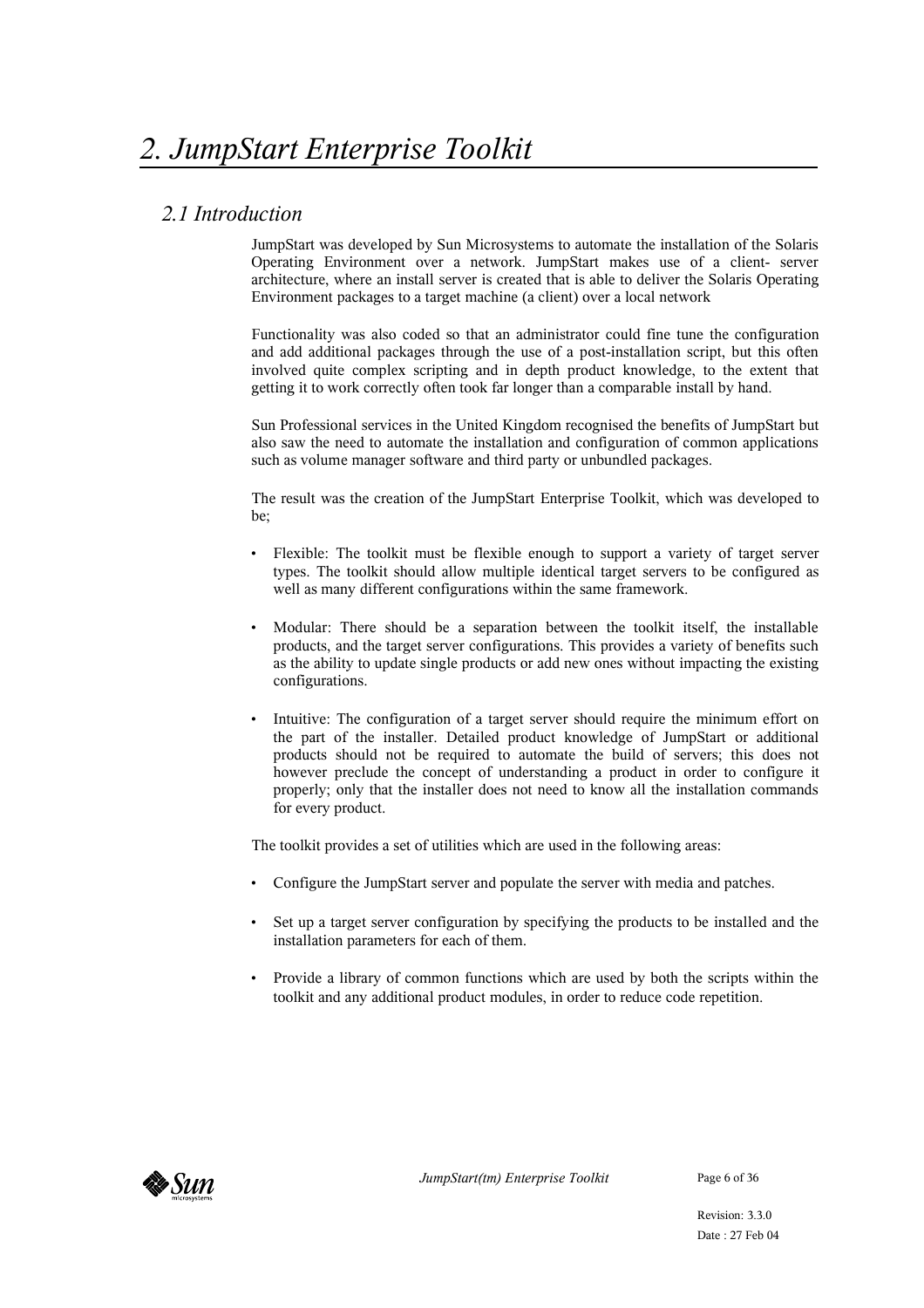# *2. JumpStart Enterprise Toolkit*

## *2.1 Introduction*

JumpStart was developed by Sun Microsystems to automate the installation of the Solaris Operating Environment over a network. JumpStart makes use of a client- server architecture, where an install server is created that is able to deliver the Solaris Operating Environment packages to a target machine (a client) over a local network

Functionality was also coded so that an administrator could fine tune the configuration and add additional packages through the use of a post-installation script, but this often involved quite complex scripting and in depth product knowledge, to the extent that getting it to work correctly often took far longer than a comparable install by hand.

Sun Professional services in the United Kingdom recognised the benefits of JumpStart but also saw the need to automate the installation and configuration of common applications such as volume manager software and third party or unbundled packages.

The result was the creation of the JumpStart Enterprise Toolkit, which was developed to be;

- Flexible: The toolkit must be flexible enough to support a variety of target server types. The toolkit should allow multiple identical target servers to be configured as well as many different configurations within the same framework.
- Modular: There should be a separation between the toolkit itself, the installable products, and the target server configurations. This provides a variety of benefits such as the ability to update single products or add new ones without impacting the existing configurations.
- Intuitive: The configuration of a target server should require the minimum effort on the part of the installer. Detailed product knowledge of JumpStart or additional products should not be required to automate the build of servers; this does not however preclude the concept of understanding a product in order to configure it properly; only that the installer does not need to know all the installation commands for every product.

The toolkit provides a set of utilities which are used in the following areas:

- Configure the JumpStart server and populate the server with media and patches.
- Set up a target server configuration by specifying the products to be installed and the installation parameters for each of them.
- Provide a library of common functions which are used by both the scripts within the toolkit and any additional product modules, in order to reduce code repetition.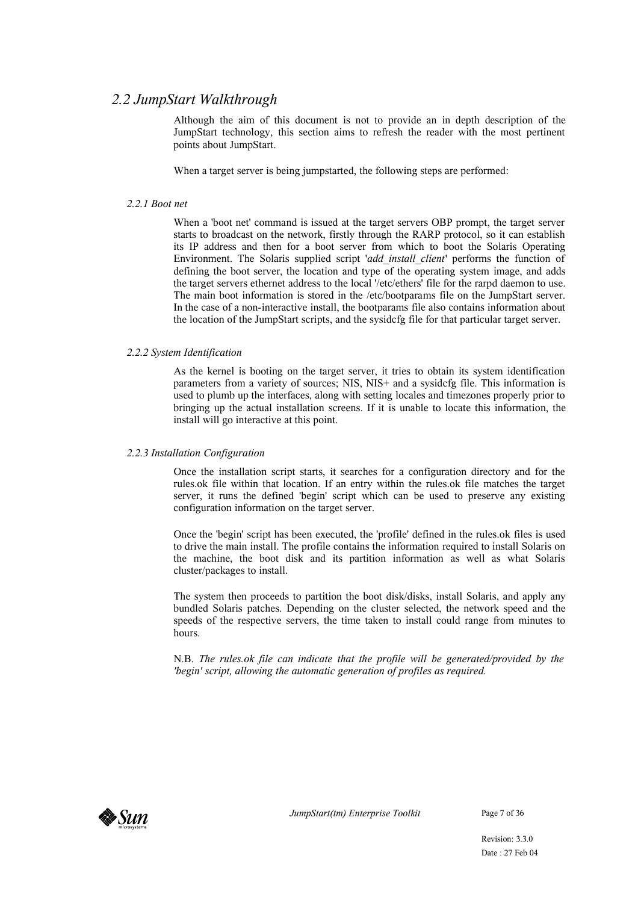## 2.2 JumpStart Walkthrough

Although the aim of this document is not to provide an in depth description of the JumpStart technology, this section aims to refresh the reader with the most pertinent points about JumpStart.

When a target server is being jumpstarted, the following steps are performed:

### 2.2.1 Boot net

When a 'boot net' command is issued at the target servers OBP prompt, the target server starts to broadcast on the network, firstly through the RARP protocol, so it can establish its IP address and then for a boot server from which to boot the Solaris Operating Environment. The Solaris supplied script '*add_install_client*' performs the function of defining the boot server, the location and type of the operating system image, and adds the target servers ethernet address to the local '/etc/ethers' file for the rarpd daemon to use. The main boot information is stored in the /etc/bootparams file on the JumpStart server. In the case of a non-interactive install, the bootparams file also contains information about the location of the JumpStart scripts, and the sysidcfg file for that particular target server.

### 2.2.2 System Identification

As the kernel is booting on the target server, it tries to obtain its system identification parameters from a variety of sources; NIS, NIS+ and a sysidcfg file. This information is used to plumb up the interfaces, along with setting locales and timezones properly prior to bringing up the actual installation screens. If it is unable to locate this information, the install will go interactive at this point.

### 2.2.3 Installation Configuration

Once the installation script starts, it searches for a configuration directory and for the rules.ok file within that location. If an entry within the rules.ok file matches the target server, it runs the defined 'begin' script which can be used to preserve any existing configuration information on the target server.

Once the 'begin' script has been executed, the 'profile' defined in the rules.ok files is used to drive the main install. The profile contains the information required to install Solaris on the machine, the boot disk and its partition information as well as what Solaris cluster/packages to install.

The system then proceeds to partition the boot disk/disks, install Solaris, and apply any bundled Solaris patches. Depending on the cluster selected, the network speed and the speeds of the respective servers, the time taken to install could range from minutes to hours.

N.B. *The rules.ok file can indicate that the profile will be generated/provided by the 'begin' script, allowing the automatic generation of profiles as required.*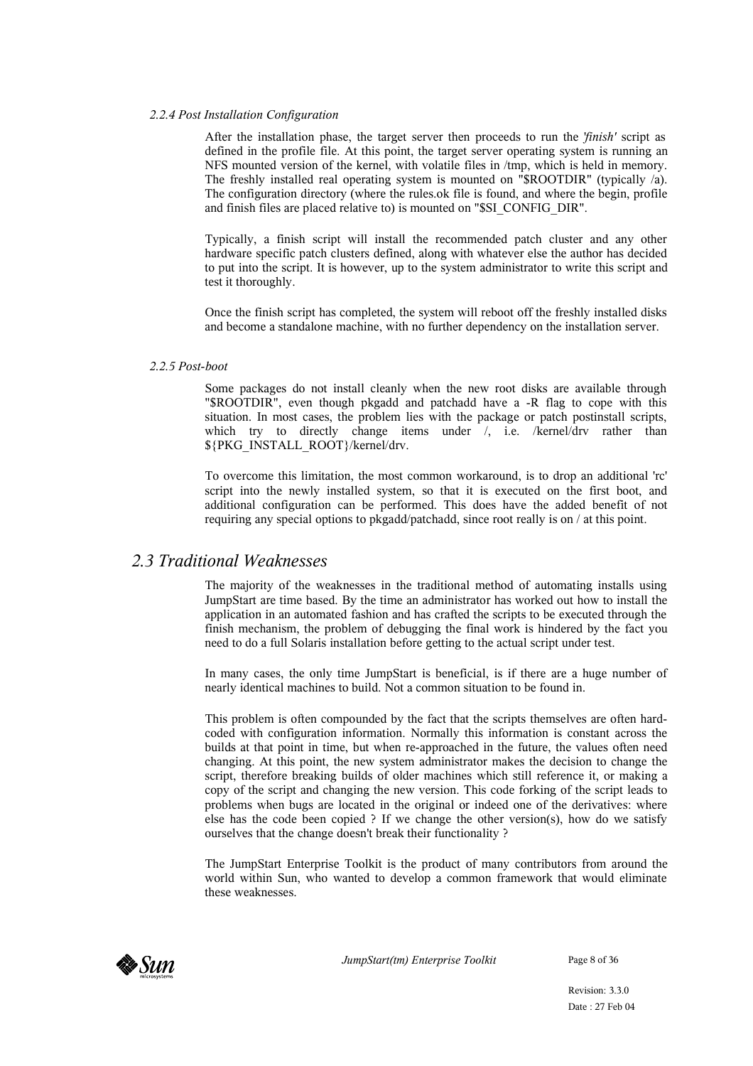#### 2.2.4 Post Installation Configuration

After the installation phase, the target server then proceeds to run the *'finish'* script as defined in the profile file. At this point, the target server operating system is running an NFS mounted version of the kernel, with volatile files in /tmp, which is held in memory. The freshly installed real operating system is mounted on "$ROOTDIR" (typically /a). The configuration directory (where the rules.ok file is found, and where the begin, profile and finish files are placed relative to) is mounted on "$SI_CONFIG_DIR".

Typically, a finish script will install the recommended patch cluster and any other hardware specific patch clusters defined, along with whatever else the author has decided to put into the script. It is however, up to the system administrator to write this script and test it thoroughly.

Once the finish script has completed, the system will reboot off the freshly installed disks and become a standalone machine, with no further dependency on the installation server.

#### 2.2.5 Post-boot

Some packages do not install cleanly when the new root disks are available through "$ROOTDIR", even though pkgadd and patchadd have a -R flag to cope with this situation. In most cases, the problem lies with the package or patch postinstall scripts, which try to directly change items under /, i.e. /kernel/drv rather than ${PKG_INSTALL_ROOT}/kernel/drv.

To overcome this limitation, the most common workaround, is to drop an additional 'rc' script into the newly installed system, so that it is executed on the first boot, and additional configuration can be performed. This does have the added benefit of not requiring any special options to pkgadd/patchadd, since root really is on / at this point.

## 2.3 Traditional Weaknesses

The majority of the weaknesses in the traditional method of automating installs using JumpStart are time based. By the time an administrator has worked out how to install the application in an automated fashion and has crafted the scripts to be executed through the finish mechanism, the problem of debugging the final work is hindered by the fact you need to do a full Solaris installation before getting to the actual script under test.

In many cases, the only time JumpStart is beneficial, is if there are a huge number of nearly identical machines to build. Not a common situation to be found in.

This problem is often compounded by the fact that the scripts themselves are often hard-coded with configuration information. Normally this information is constant across the builds at that point in time, but when re-approached in the future, the values often need changing. At this point, the new system administrator makes the decision to change the script, therefore breaking builds of older machines which still reference it, or making a copy of the script and changing the new version. This code forking of the script leads to problems when bugs are located in the original or indeed one of the derivatives: where else has the code been copied ? If we change the other version(s), how do we satisfy ourselves that the change doesn't break their functionality ?

The JumpStart Enterprise Toolkit is the product of many contributors from around the world within Sun, who wanted to develop a common framework that would eliminate these weaknesses.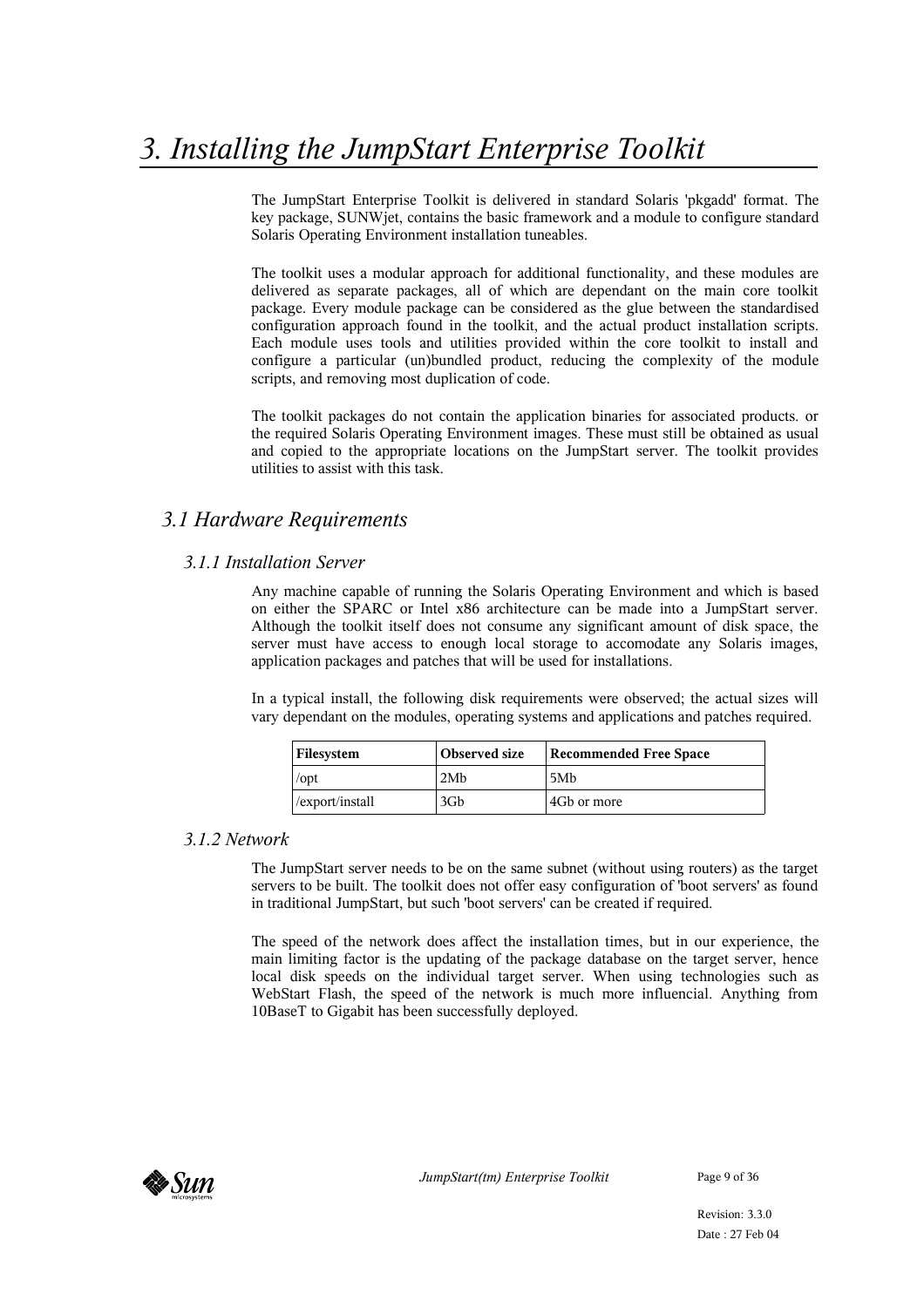# 3. Installing the JumpStart Enterprise Toolkit

The JumpStart Enterprise Toolkit is delivered in standard Solaris 'pkgadd' format. The key package, SUNWjet, contains the basic framework and a module to configure standard Solaris Operating Environment installation tuneables.

The toolkit uses a modular approach for additional functionality, and these modules are delivered as separate packages, all of which are dependant on the main core toolkit package. Every module package can be considered as the glue between the standardised configuration approach found in the toolkit, and the actual product installation scripts. Each module uses tools and utilities provided within the core toolkit to install and configure a particular (un)bundled product, reducing the complexity of the module scripts, and removing most duplication of code.

The toolkit packages do not contain the application binaries for associated products. or the required Solaris Operating Environment images. These must still be obtained as usual and copied to the appropriate locations on the JumpStart server. The toolkit provides utilities to assist with this task.

## 3.1 Hardware Requirements

### 3.1.1 Installation Server

Any machine capable of running the Solaris Operating Environment and which is based on either the SPARC or Intel x86 architecture can be made into a JumpStart server. Although the toolkit itself does not consume any significant amount of disk space, the server must have access to enough local storage to accomodate any Solaris images, application packages and patches that will be used for installations.

In a typical install, the following disk requirements were observed; the actual sizes will vary dependant on the modules, operating systems and applications and patches required.

| Filesystem | Observed size | Recommended Free Space |
|---|---|---|
| /opt | 2Mb | 5Mb |
| /export/install | 3Gb | 4Gb or more |

### 3.1.2 Network

The JumpStart server needs to be on the same subnet (without using routers) as the target servers to be built. The toolkit does not offer easy configuration of 'boot servers' as found in traditional JumpStart, but such 'boot servers' can be created if required.

The speed of the network does affect the installation times, but in our experience, the main limiting factor is the updating of the package database on the target server, hence local disk speeds on the individual target server. When using technologies such as WebStart Flash, the speed of the network is much more influencial. Anything from 10BaseT to Gigabit has been successfully deployed.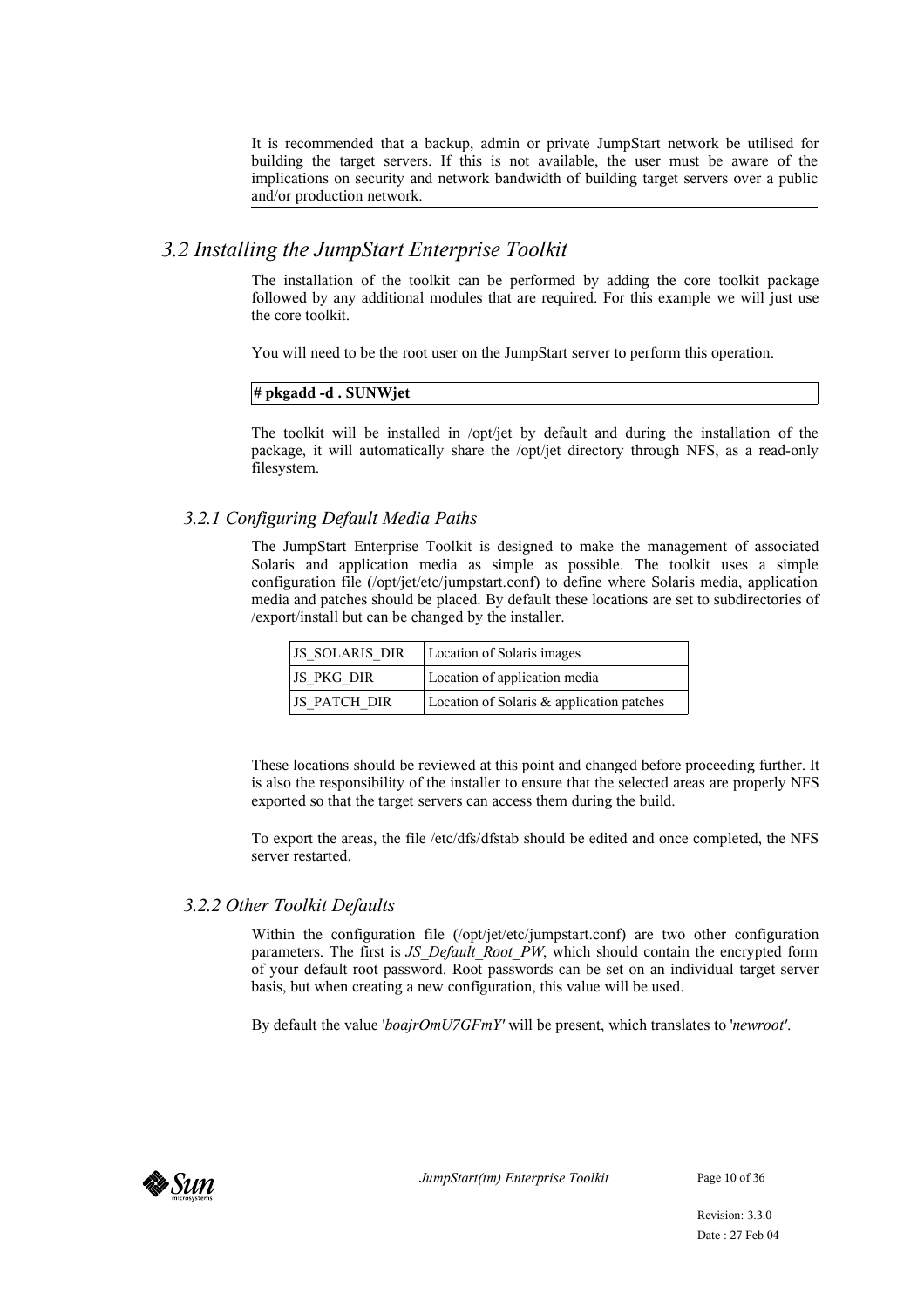It is recommended that a backup, admin or private JumpStart network be utilised for building the target servers. If this is not available, the user must be aware of the implications on security and network bandwidth of building target servers over a public and/or production network.

## *3.2 Installing the JumpStart Enterprise Toolkit*

The installation of the toolkit can be performed by adding the core toolkit package followed by any additional modules that are required. For this example we will just use the core toolkit.

You will need to be the root user on the JumpStart server to perform this operation.

```
# pkgadd -d . SUNWjet
```

The toolkit will be installed in /opt/jet by default and during the installation of the package, it will automatically share the /opt/jet directory through NFS, as a read-only filesystem.

### *3.2.1 Configuring Default Media Paths*

The JumpStart Enterprise Toolkit is designed to make the management of associated Solaris and application media as simple as possible. The toolkit uses a simple configuration file (/opt/jet/etc/jumpstart.conf) to define where Solaris media, application media and patches should be placed. By default these locations are set to subdirectories of /export/install but can be changed by the installer.

| | |
|---|---|
| JS_SOLARIS_DIR | Location of Solaris images |
| JS_PKG_DIR | Location of application media |
| JS_PATCH_DIR | Location of Solaris & application patches |

These locations should be reviewed at this point and changed before proceeding further. It is also the responsibility of the installer to ensure that the selected areas are properly NFS exported so that the target servers can access them during the build.

To export the areas, the file /etc/dfs/dfstab should be edited and once completed, the NFS server restarted.

### *3.2.2 Other Toolkit Defaults*

Within the configuration file (/opt/jet/etc/jumpstart.conf) are two other configuration parameters. The first is *JS_Default_Root_PW*, which should contain the encrypted form of your default root password. Root passwords can be set on an individual target server basis, but when creating a new configuration, this value will be used.

By default the value '*boajrOmU7GFmY*' will be present, which translates to '*newroot*'.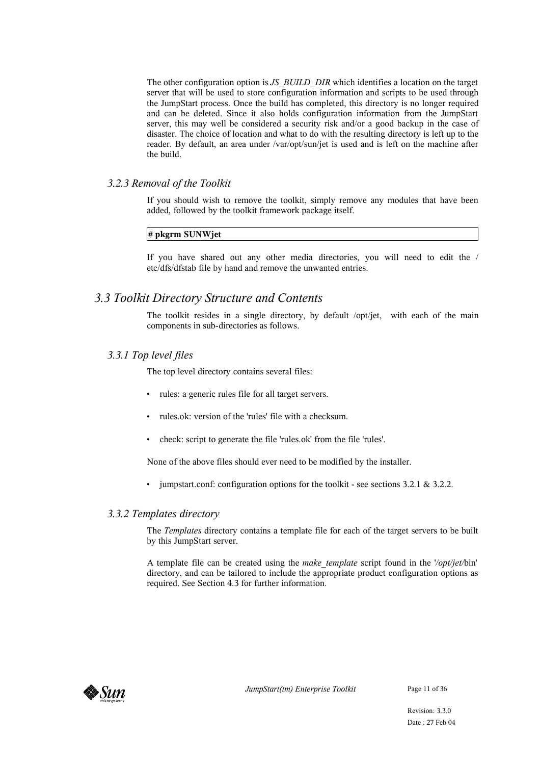The other configuration option is *JS_BUILD_DIR* which identifies a location on the target server that will be used to store configuration information and scripts to be used through the JumpStart process. Once the build has completed, this directory is no longer required and can be deleted. Since it also holds configuration information from the JumpStart server, this may well be considered a security risk and/or a good backup in the case of disaster. The choice of location and what to do with the resulting directory is left up to the reader. By default, an area under /var/opt/sun/jet is used and is left on the machine after the build.

### *3.2.3 Removal of the Toolkit*

If you should wish to remove the toolkit, simply remove any modules that have been added, followed by the toolkit framework package itself.

```
# pkgrm SUNWjet
```

If you have shared out any other media directories, you will need to edit the /etc/dfs/dfstab file by hand and remove the unwanted entries.

## *3.3 Toolkit Directory Structure and Contents*

The toolkit resides in a single directory, by default /opt/jet, with each of the main components in sub-directories as follows.

### *3.3.1 Top level files*

The top level directory contains several files:

- rules: a generic rules file for all target servers.
- rules.ok: version of the 'rules' file with a checksum.
- check: script to generate the file 'rules.ok' from the file 'rules'.

None of the above files should ever need to be modified by the installer.

- jumpstart.conf: configuration options for the toolkit - see sections 3.2.1 & 3.2.2.

### *3.3.2 Templates directory*

The *Templates* directory contains a template file for each of the target servers to be built by this JumpStart server.

A template file can be created using the *make_template* script found in the '*/opt/jet/*bin' directory, and can be tailored to include the appropriate product configuration options as required. See Section 4.3 for further information.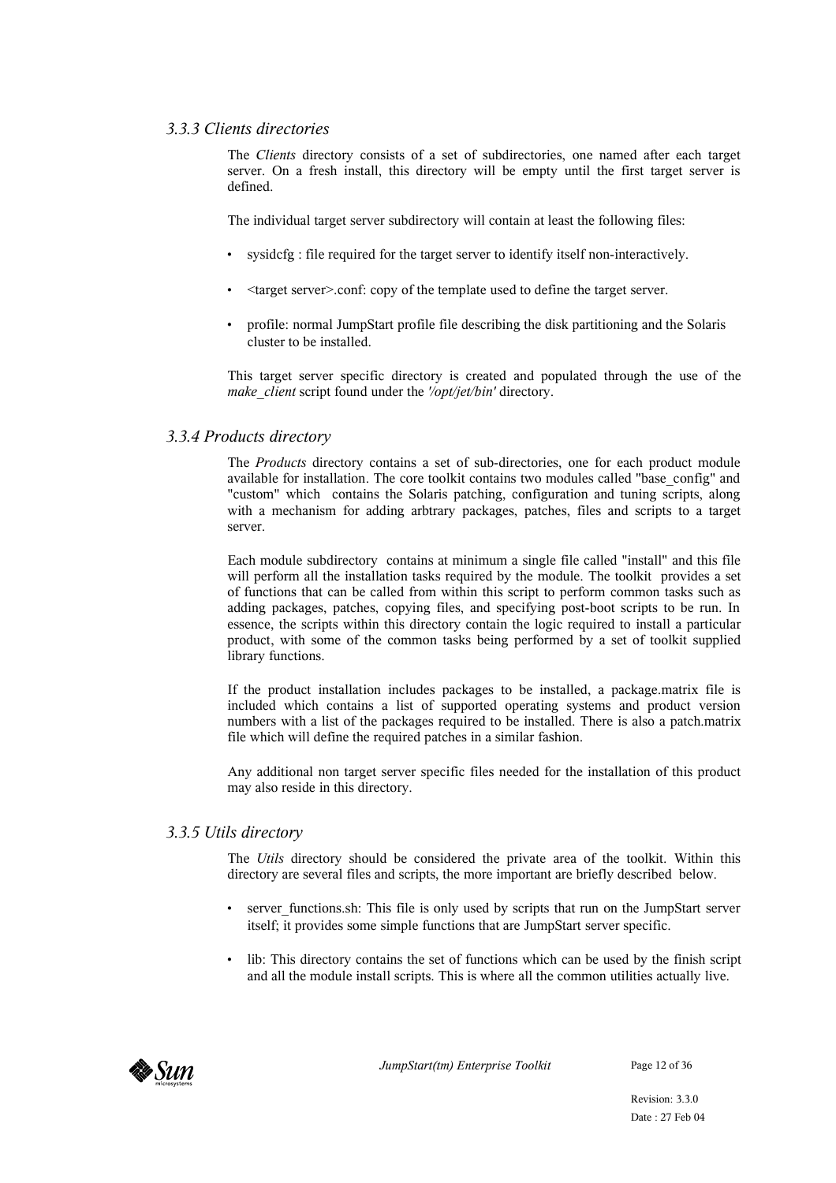### *3.3.3 Clients directories*

The *Clients* directory consists of a set of subdirectories, one named after each target server. On a fresh install, this directory will be empty until the first target server is defined.

The individual target server subdirectory will contain at least the following files:

- sysidcfg : file required for the target server to identify itself non-interactively.
- <target server>.conf: copy of the template used to define the target server.
- profile: normal JumpStart profile file describing the disk partitioning and the Solaris cluster to be installed.

This target server specific directory is created and populated through the use of the *make_client* script found under the *'/opt/jet/bin'* directory.

### *3.3.4 Products directory*

The *Products* directory contains a set of sub-directories, one for each product module available for installation. The core toolkit contains two modules called "base_config" and "custom" which contains the Solaris patching, configuration and tuning scripts, along with a mechanism for adding arbtrary packages, patches, files and scripts to a target server.

Each module subdirectory contains at minimum a single file called "install" and this file will perform all the installation tasks required by the module. The toolkit provides a set of functions that can be called from within this script to perform common tasks such as adding packages, patches, copying files, and specifying post-boot scripts to be run. In essence, the scripts within this directory contain the logic required to install a particular product, with some of the common tasks being performed by a set of toolkit supplied library functions.

If the product installation includes packages to be installed, a package.matrix file is included which contains a list of supported operating systems and product version numbers with a list of the packages required to be installed. There is also a patch.matrix file which will define the required patches in a similar fashion.

Any additional non target server specific files needed for the installation of this product may also reside in this directory.

### *3.3.5 Utils directory*

The *Utils* directory should be considered the private area of the toolkit. Within this directory are several files and scripts, the more important are briefly described below.

- server_functions.sh: This file is only used by scripts that run on the JumpStart server itself; it provides some simple functions that are JumpStart server specific.
- lib: This directory contains the set of functions which can be used by the finish script and all the module install scripts. This is where all the common utilities actually live.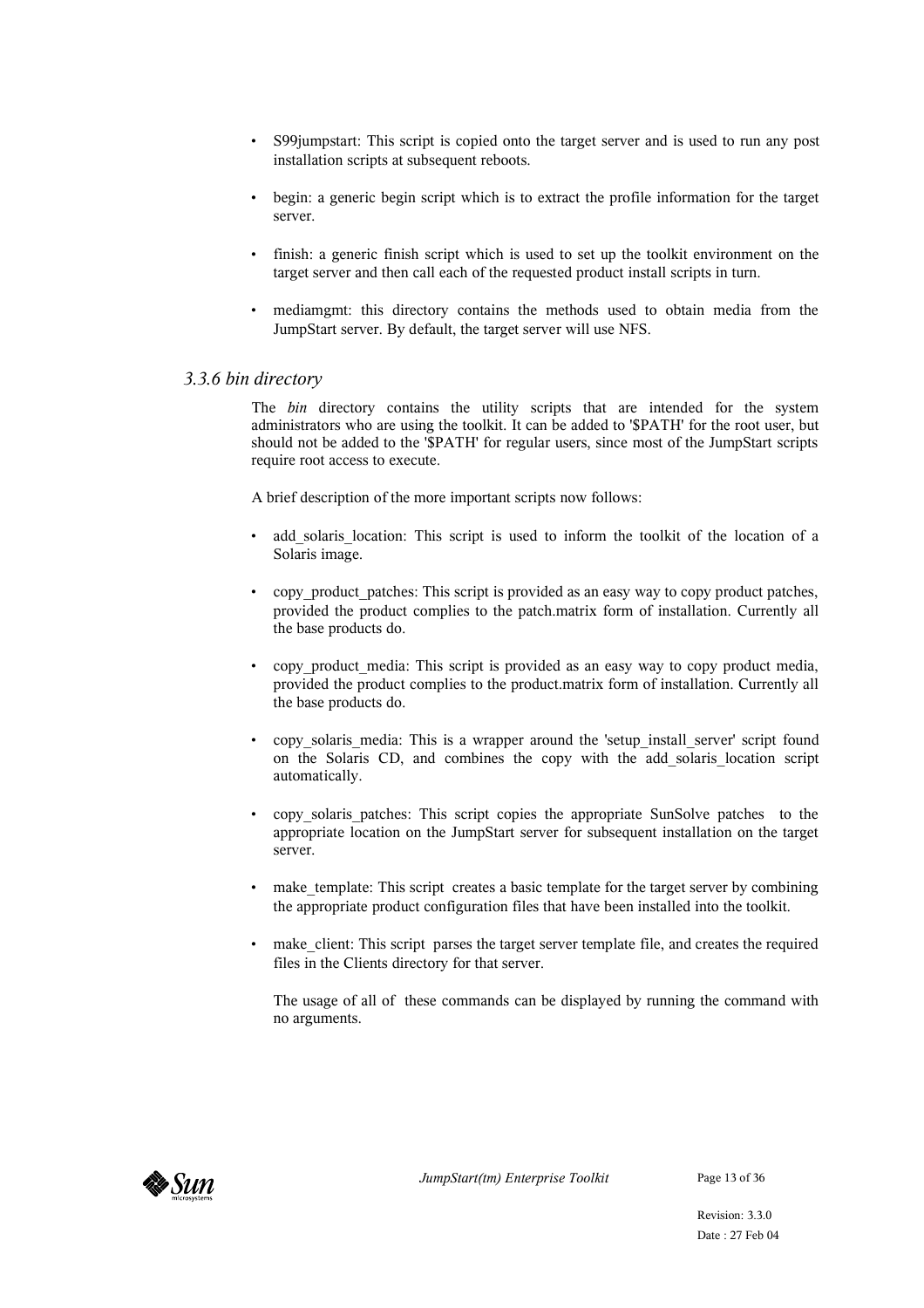- S99jumpstart: This script is copied onto the target server and is used to run any post installation scripts at subsequent reboots.

- begin: a generic begin script which is to extract the profile information for the target server.

- finish: a generic finish script which is used to set up the toolkit environment on the target server and then call each of the requested product install scripts in turn.

- mediamgmt: this directory contains the methods used to obtain media from the JumpStart server. By default, the target server will use NFS.

### *3.3.6 bin directory*

The *bin* directory contains the utility scripts that are intended for the system administrators who are using the toolkit. It can be added to '$PATH' for the root user, but should not be added to the '$PATH' for regular users, since most of the JumpStart scripts require root access to execute.

A brief description of the more important scripts now follows:

- add_solaris_location: This script is used to inform the toolkit of the location of a Solaris image.

- copy_product_patches: This script is provided as an easy way to copy product patches, provided the product complies to the patch.matrix form of installation. Currently all the base products do.

- copy_product_media: This script is provided as an easy way to copy product media, provided the product complies to the product.matrix form of installation. Currently all the base products do.

- copy_solaris_media: This is a wrapper around the 'setup_install_server' script found on the Solaris CD, and combines the copy with the add_solaris_location script automatically.

- copy_solaris_patches: This script copies the appropriate SunSolve patches to the appropriate location on the JumpStart server for subsequent installation on the target server.

- make_template: This script creates a basic template for the target server by combining the appropriate product configuration files that have been installed into the toolkit.

- make_client: This script parses the target server template file, and creates the required files in the Clients directory for that server.

  The usage of all of these commands can be displayed by running the command with no arguments.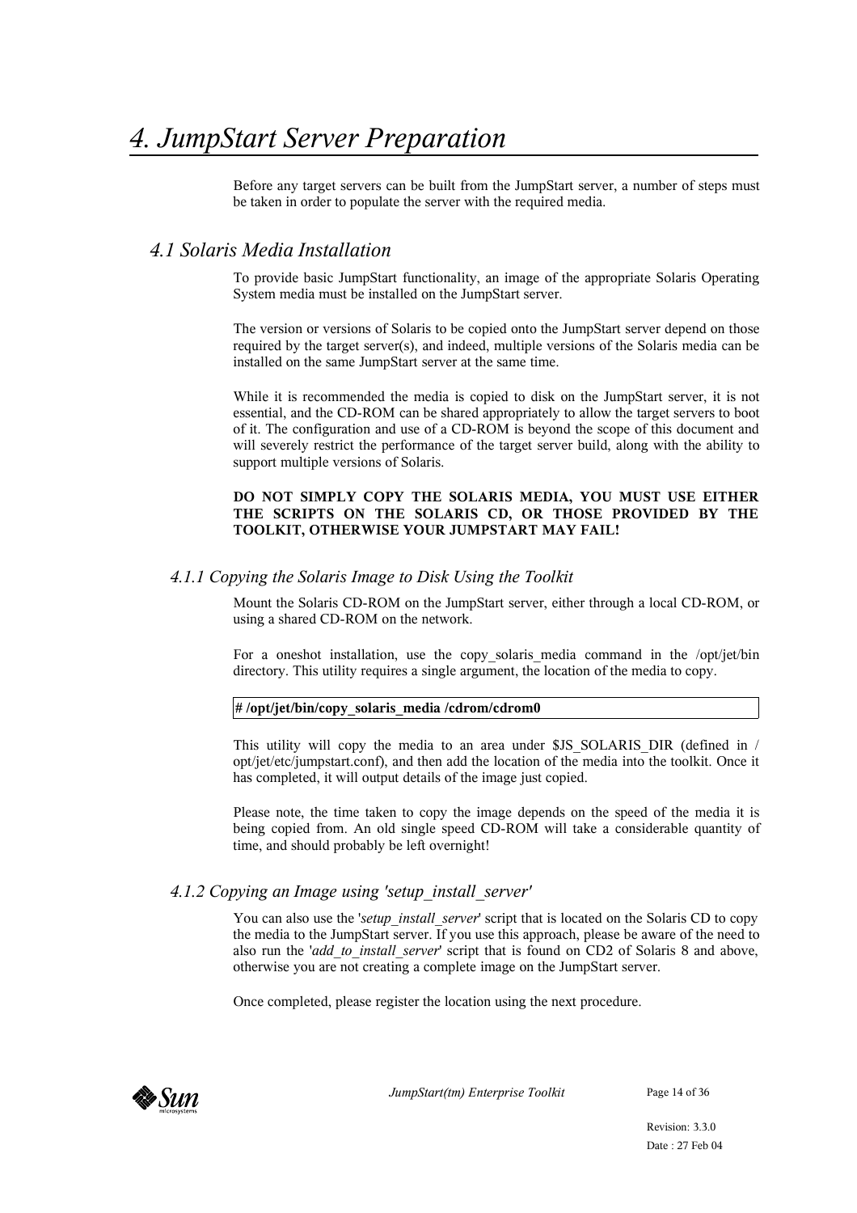# 4. JumpStart Server Preparation

Before any target servers can be built from the JumpStart server, a number of steps must be taken in order to populate the server with the required media.

## 4.1 Solaris Media Installation

To provide basic JumpStart functionality, an image of the appropriate Solaris Operating System media must be installed on the JumpStart server.

The version or versions of Solaris to be copied onto the JumpStart server depend on those required by the target server(s), and indeed, multiple versions of the Solaris media can be installed on the same JumpStart server at the same time.

While it is recommended the media is copied to disk on the JumpStart server, it is not essential, and the CD-ROM can be shared appropriately to allow the target servers to boot of it. The configuration and use of a CD-ROM is beyond the scope of this document and will severely restrict the performance of the target server build, along with the ability to support multiple versions of Solaris.

**DO NOT SIMPLY COPY THE SOLARIS MEDIA, YOU MUST USE EITHER THE SCRIPTS ON THE SOLARIS CD, OR THOSE PROVIDED BY THE TOOLKIT, OTHERWISE YOUR JUMPSTART MAY FAIL!**

### 4.1.1 Copying the Solaris Image to Disk Using the Toolkit

Mount the Solaris CD-ROM on the JumpStart server, either through a local CD-ROM, or using a shared CD-ROM on the network.

For a oneshot installation, use the copy_solaris_media command in the /opt/jet/bin directory. This utility requires a single argument, the location of the media to copy.

```
# /opt/jet/bin/copy_solaris_media /cdrom/cdrom0
```

This utility will copy the media to an area under $JS_SOLARIS_DIR (defined in /opt/jet/etc/jumpstart.conf), and then add the location of the media into the toolkit. Once it has completed, it will output details of the image just copied.

Please note, the time taken to copy the image depends on the speed of the media it is being copied from. An old single speed CD-ROM will take a considerable quantity of time, and should probably be left overnight!

### 4.1.2 Copying an Image using 'setup_install_server'

You can also use the '*setup_install_server*' script that is located on the Solaris CD to copy the media to the JumpStart server. If you use this approach, please be aware of the need to also run the '*add_to_install_server*' script that is found on CD2 of Solaris 8 and above, otherwise you are not creating a complete image on the JumpStart server.

Once completed, please register the location using the next procedure.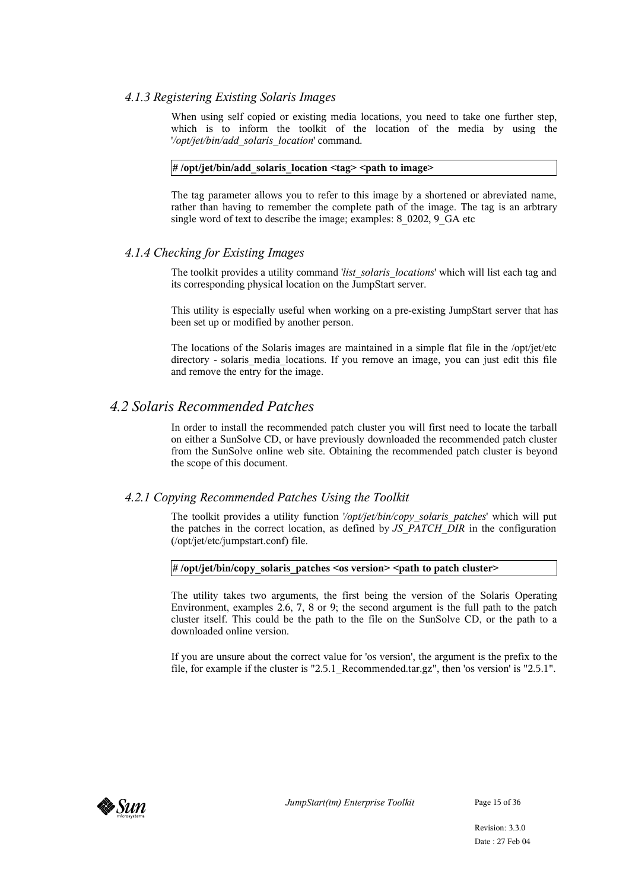### 4.1.3 Registering Existing Solaris Images

When using self copied or existing media locations, you need to take one further step, which is to inform the toolkit of the location of the media by using the '*/opt/jet/bin/add_solaris_location*' command.

```
# /opt/jet/bin/add_solaris_location <tag> <path to image>
```

The tag parameter allows you to refer to this image by a shortened or abreviated name, rather than having to remember the complete path of the image. The tag is an arbtrary single word of text to describe the image; examples: 8_0202, 9_GA etc

### 4.1.4 Checking for Existing Images

The toolkit provides a utility command '*list_solaris_locations*' which will list each tag and its corresponding physical location on the JumpStart server.

This utility is especially useful when working on a pre-existing JumpStart server that has been set up or modified by another person.

The locations of the Solaris images are maintained in a simple flat file in the /opt/jet/etc directory - solaris_media_locations. If you remove an image, you can just edit this file and remove the entry for the image.

## 4.2 Solaris Recommended Patches

In order to install the recommended patch cluster you will first need to locate the tarball on either a SunSolve CD, or have previously downloaded the recommended patch cluster from the SunSolve online web site. Obtaining the recommended patch cluster is beyond the scope of this document.

### 4.2.1 Copying Recommended Patches Using the Toolkit

The toolkit provides a utility function '*/opt/jet/bin/copy_solaris_patches*' which will put the patches in the correct location, as defined by *JS_PATCH_DIR* in the configuration (/opt/jet/etc/jumpstart.conf) file.

```
# /opt/jet/bin/copy_solaris_patches <os version> <path to patch cluster>
```

The utility takes two arguments, the first being the version of the Solaris Operating Environment, examples 2.6, 7, 8 or 9; the second argument is the full path to the patch cluster itself. This could be the path to the file on the SunSolve CD, or the path to a downloaded online version.

If you are unsure about the correct value for 'os version', the argument is the prefix to the file, for example if the cluster is "2.5.1_Recommended.tar.gz", then 'os version' is "2.5.1".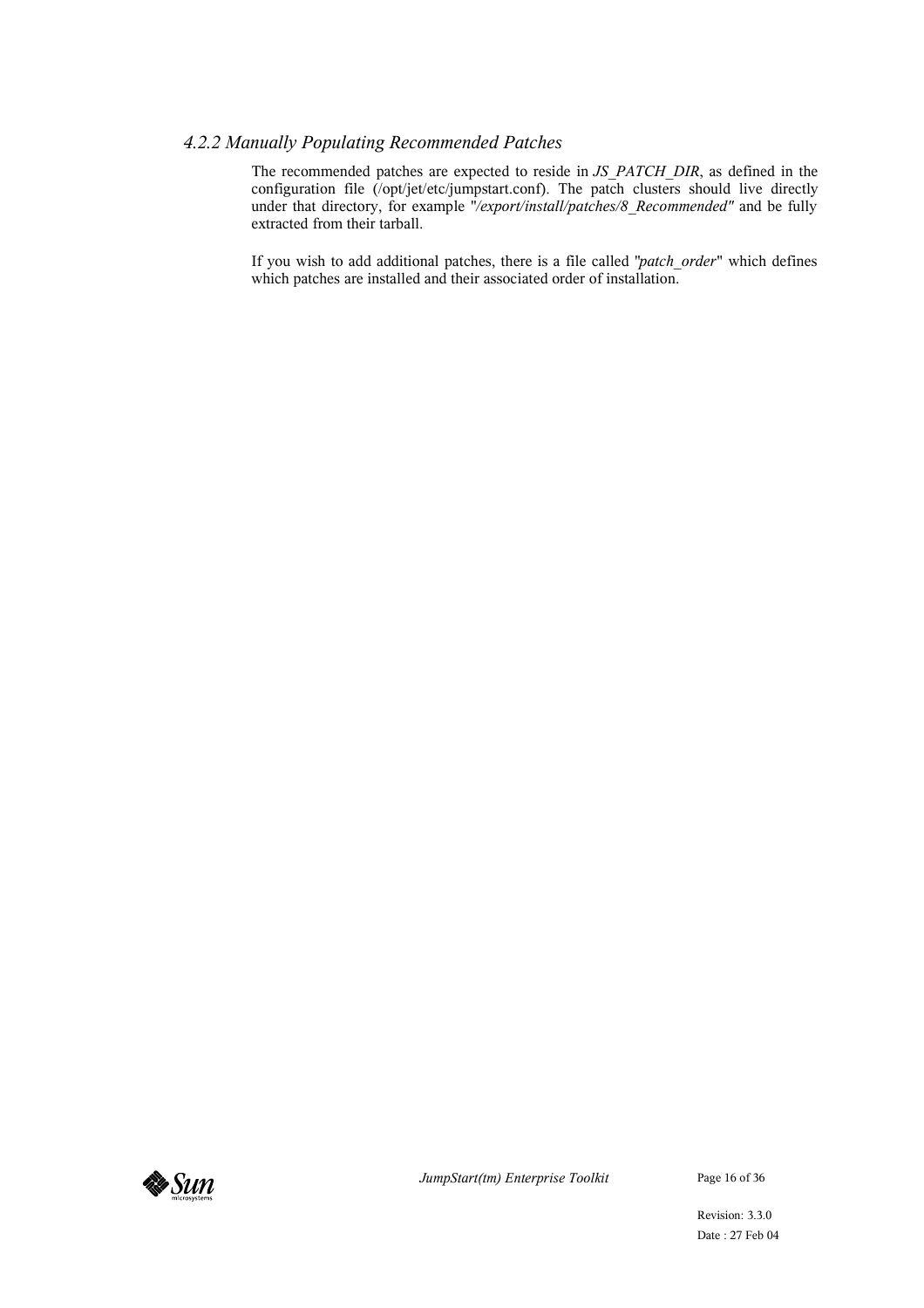### *4.2.2 Manually Populating Recommended Patches*

The recommended patches are expected to reside in *JS_PATCH_DIR*, as defined in the configuration file (/opt/jet/etc/jumpstart.conf). The patch clusters should live directly under that directory, for example "*/export/install/patches/8_Recommended"* and be fully extracted from their tarball.

If you wish to add additional patches, there is a file called "*patch_order*" which defines which patches are installed and their associated order of installation.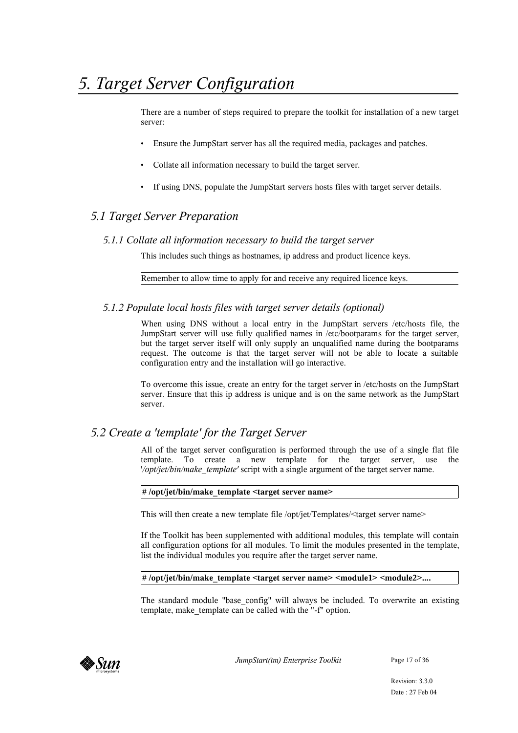# *5. Target Server Configuration*

There are a number of steps required to prepare the toolkit for installation of a new target server:

- Ensure the JumpStart server has all the required media, packages and patches.
- Collate all information necessary to build the target server.
- If using DNS, populate the JumpStart servers hosts files with target server details.

## *5.1 Target Server Preparation*

### *5.1.1 Collate all information necessary to build the target server*

This includes such things as hostnames, ip address and product licence keys.

---

Remember to allow time to apply for and receive any required licence keys.

---

### *5.1.2 Populate local hosts files with target server details (optional)*

When using DNS without a local entry in the JumpStart servers /etc/hosts file, the JumpStart server will use fully qualified names in /etc/bootparams for the target server, but the target server itself will only supply an unqualified name during the bootparams request. The outcome is that the target server will not be able to locate a suitable configuration entry and the installation will go interactive.

To overcome this issue, create an entry for the target server in /etc/hosts on the JumpStart server. Ensure that this ip address is unique and is on the same network as the JumpStart server.

## *5.2 Create a 'template' for the Target Server*

All of the target server configuration is performed through the use of a single flat file template. To create a new template for the target server, use the '*/opt/jet/bin/make_template*' script with a single argument of the target server name.

```
# /opt/jet/bin/make_template <target server name>
```

This will then create a new template file /opt/jet/Templates/<target server name>

If the Toolkit has been supplemented with additional modules, this template will contain all configuration options for all modules. To limit the modules presented in the template, list the individual modules you require after the target server name.

```
# /opt/jet/bin/make_template <target server name> <module1> <module2>....
```

The standard module "base_config" will always be included. To overwrite an existing template, make_template can be called with the "-f" option.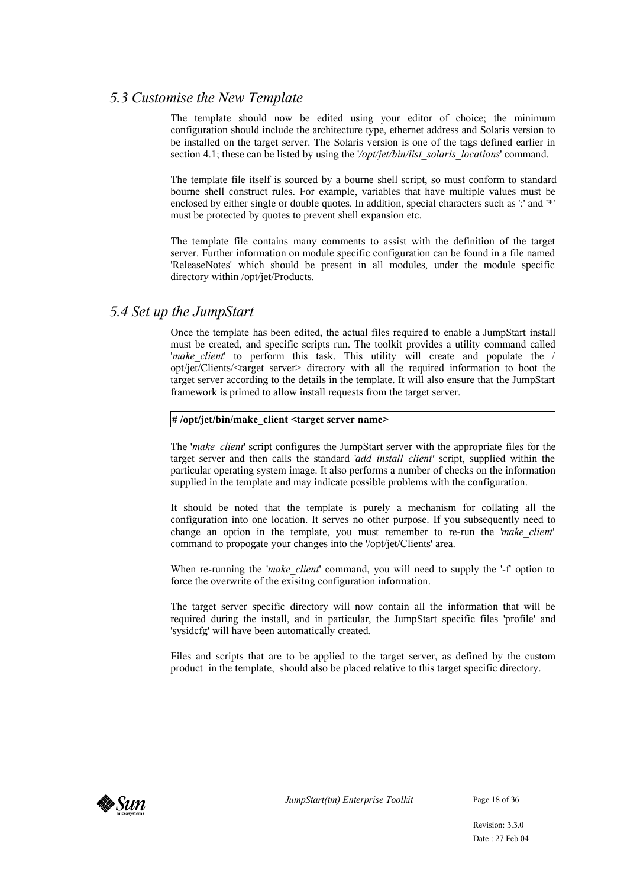## *5.3 Customise the New Template*

The template should now be edited using your editor of choice; the minimum configuration should include the architecture type, ethernet address and Solaris version to be installed on the target server. The Solaris version is one of the tags defined earlier in section 4.1; these can be listed by using the '*/opt/jet/bin/list_solaris_locations*' command.

The template file itself is sourced by a bourne shell script, so must conform to standard bourne shell construct rules. For example, variables that have multiple values must be enclosed by either single or double quotes. In addition, special characters such as ';' and '*' must be protected by quotes to prevent shell expansion etc.

The template file contains many comments to assist with the definition of the target server. Further information on module specific configuration can be found in a file named 'ReleaseNotes' which should be present in all modules, under the module specific directory within /opt/jet/Products.

## *5.4 Set up the JumpStart*

Once the template has been edited, the actual files required to enable a JumpStart install must be created, and specific scripts run. The toolkit provides a utility command called '*make_client*' to perform this task. This utility will create and populate the /opt/jet/Clients/<target server> directory with all the required information to boot the target server according to the details in the template. It will also ensure that the JumpStart framework is primed to allow install requests from the target server.

```
# /opt/jet/bin/make_client <target server name>
```

The '*make_client*' script configures the JumpStart server with the appropriate files for the target server and then calls the standard '*add_install_client'* script, supplied within the particular operating system image. It also performs a number of checks on the information supplied in the template and may indicate possible problems with the configuration.

It should be noted that the template is purely a mechanism for collating all the configuration into one location. It serves no other purpose. If you subsequently need to change an option in the template, you must remember to re-run the '*make_client*' command to propogate your changes into the '/opt/jet/Clients' area.

When re-running the '*make_client*' command, you will need to supply the '-f' option to force the overwrite of the exisitng configuration information.

The target server specific directory will now contain all the information that will be required during the install, and in particular, the JumpStart specific files 'profile' and 'sysidcfg' will have been automatically created.

Files and scripts that are to be applied to the target server, as defined by the custom product in the template, should also be placed relative to this target specific directory.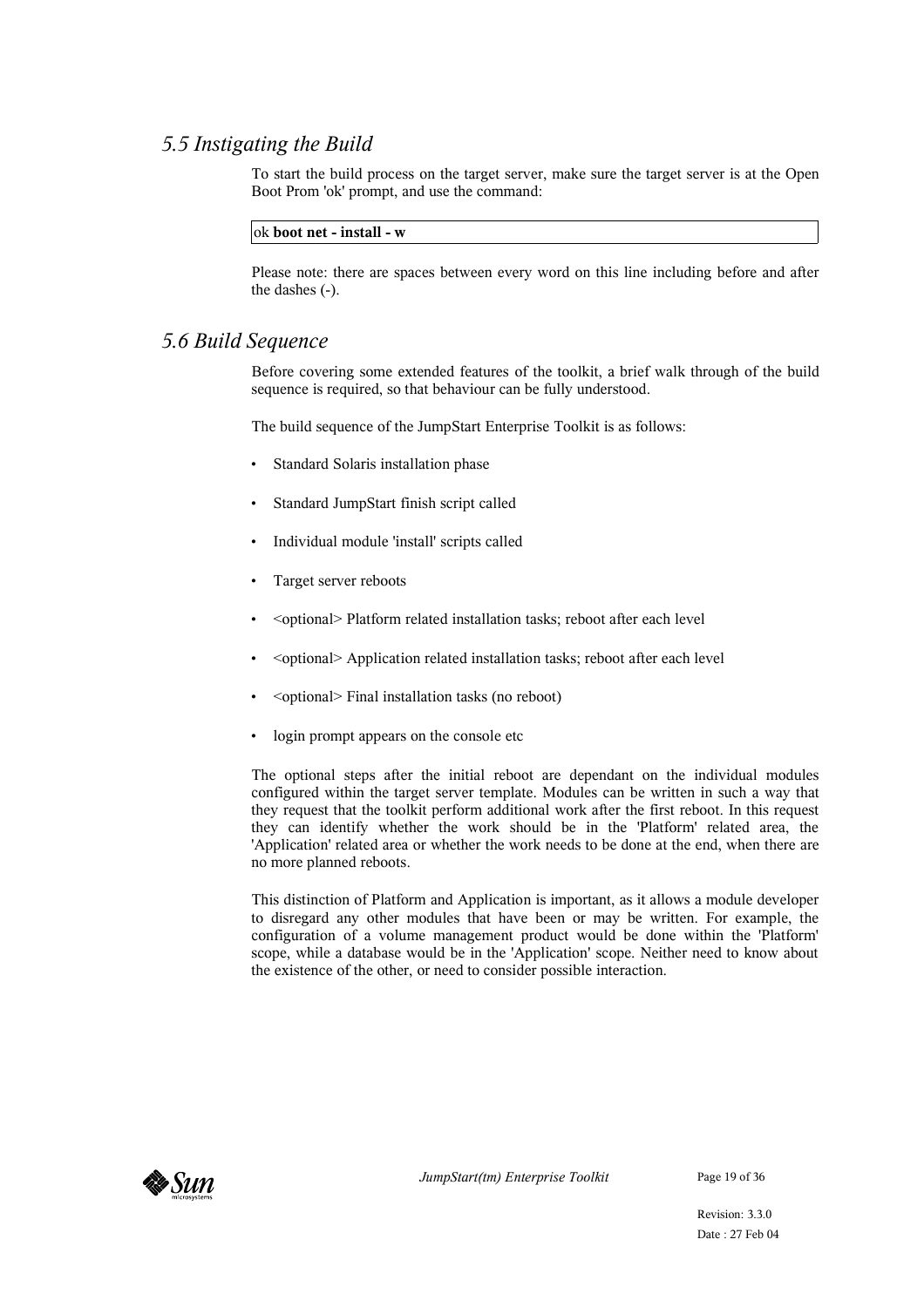## *5.5 Instigating the Build*

To start the build process on the target server, make sure the target server is at the Open Boot Prom 'ok' prompt, and use the command:

```
ok boot net - install - w
```

Please note: there are spaces between every word on this line including before and after the dashes (-).

## *5.6 Build Sequence*

Before covering some extended features of the toolkit, a brief walk through of the build sequence is required, so that behaviour can be fully understood.

The build sequence of the JumpStart Enterprise Toolkit is as follows:

- Standard Solaris installation phase
- Standard JumpStart finish script called
- Individual module 'install' scripts called
- Target server reboots
- <optional> Platform related installation tasks; reboot after each level
- <optional> Application related installation tasks; reboot after each level
- <optional> Final installation tasks (no reboot)
- login prompt appears on the console etc

The optional steps after the initial reboot are dependant on the individual modules configured within the target server template. Modules can be written in such a way that they request that the toolkit perform additional work after the first reboot. In this request they can identify whether the work should be in the 'Platform' related area, the 'Application' related area or whether the work needs to be done at the end, when there are no more planned reboots.

This distinction of Platform and Application is important, as it allows a module developer to disregard any other modules that have been or may be written. For example, the configuration of a volume management product would be done within the 'Platform' scope, while a database would be in the 'Application' scope. Neither need to know about the existence of the other, or need to consider possible interaction.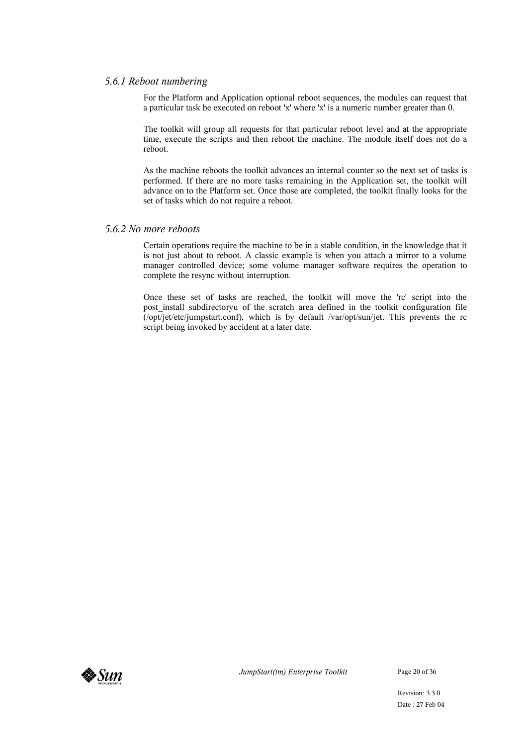### *5.6.1 Reboot numbering*

For the Platform and Application optional reboot sequences, the modules can request that a particular task be executed on reboot 'x' where 'x' is a numeric number greater than 0.

The toolkit will group all requests for that particular reboot level and at the appropriate time, execute the scripts and then reboot the machine. The module itself does not do a reboot.

As the machine reboots the toolkit advances an internal counter so the next set of tasks is performed. If there are no more tasks remaining in the Application set, the toolkit will advance on to the Platform set. Once those are completed, the toolkit finally looks for the set of tasks which do not require a reboot.

### *5.6.2 No more reboots*

Certain operations require the machine to be in a stable condition, in the knowledge that it is not just about to reboot. A classic example is when you attach a mirror to a volume manager controlled device; some volume manager software requires the operation to complete the resync without interruption.

Once these set of tasks are reached, the toolkit will move the 'rc' script into the post_install subdirectoryu of the scratch area defined in the toolkit configuration file (/opt/jet/etc/jumpstart.conf), which is by default /var/opt/sun/jet. This prevents the rc script being invoked by accident at a later date.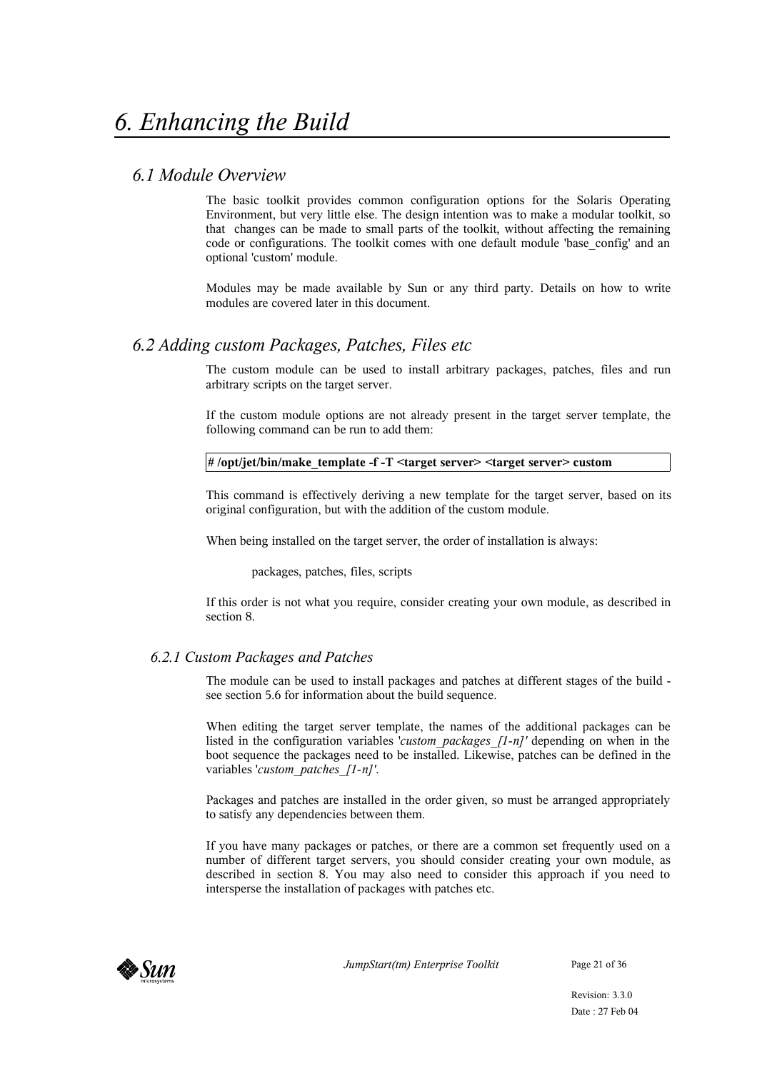# 6. Enhancing the Build

## 6.1 Module Overview

The basic toolkit provides common configuration options for the Solaris Operating Environment, but very little else. The design intention was to make a modular toolkit, so that changes can be made to small parts of the toolkit, without affecting the remaining code or configurations. The toolkit comes with one default module 'base_config' and an optional 'custom' module.

Modules may be made available by Sun or any third party. Details on how to write modules are covered later in this document.

## 6.2 Adding custom Packages, Patches, Files etc

The custom module can be used to install arbitrary packages, patches, files and run arbitrary scripts on the target server.

If the custom module options are not already present in the target server template, the following command can be run to add them:

```
# /opt/jet/bin/make_template -f -T <target server> <target server> custom
```

This command is effectively deriving a new template for the target server, based on its original configuration, but with the addition of the custom module.

When being installed on the target server, the order of installation is always:

packages, patches, files, scripts

If this order is not what you require, consider creating your own module, as described in section 8.

### 6.2.1 Custom Packages and Patches

The module can be used to install packages and patches at different stages of the build - see section 5.6 for information about the build sequence.

When editing the target server template, the names of the additional packages can be listed in the configuration variables '*custom_packages_[1-n]'* depending on when in the boot sequence the packages need to be installed. Likewise, patches can be defined in the variables '*custom_patches_[1-n]'*.

Packages and patches are installed in the order given, so must be arranged appropriately to satisfy any dependencies between them.

If you have many packages or patches, or there are a common set frequently used on a number of different target servers, you should consider creating your own module, as described in section 8. You may also need to consider this approach if you need to intersperse the installation of packages with patches etc.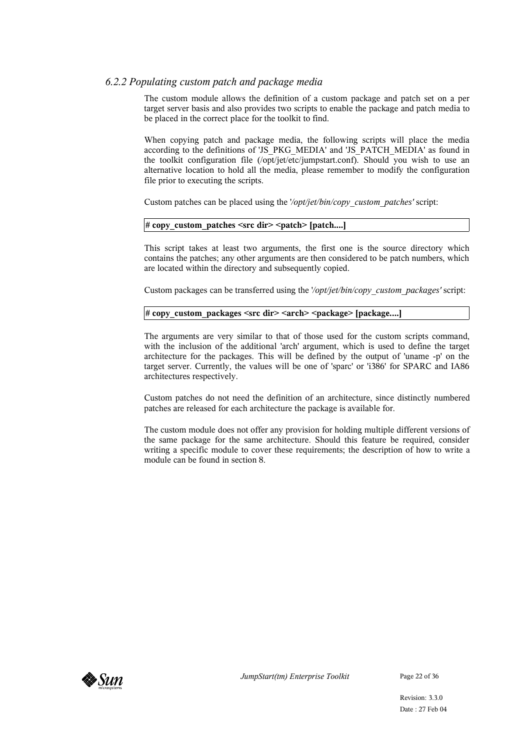### *6.2.2 Populating custom patch and package media*

The custom module allows the definition of a custom package and patch set on a per target server basis and also provides two scripts to enable the package and patch media to be placed in the correct place for the toolkit to find.

When copying patch and package media, the following scripts will place the media according to the definitions of 'JS_PKG_MEDIA' and 'JS_PATCH_MEDIA' as found in the toolkit configuration file (/opt/jet/etc/jumpstart.conf). Should you wish to use an alternative location to hold all the media, please remember to modify the configuration file prior to executing the scripts.

Custom patches can be placed using the '*/opt/jet/bin/copy_custom_patches'* script:

```
# copy_custom_patches <src dir> <patch> [patch....]
```

This script takes at least two arguments, the first one is the source directory which contains the patches; any other arguments are then considered to be patch numbers, which are located within the directory and subsequently copied.

Custom packages can be transferred using the '*/opt/jet/bin/copy_custom_packages'* script:

```
# copy_custom_packages <src dir> <arch> <package> [package....]
```

The arguments are very similar to that of those used for the custom scripts command, with the inclusion of the additional 'arch' argument, which is used to define the target architecture for the packages. This will be defined by the output of 'uname -p' on the target server. Currently, the values will be one of 'sparc' or 'i386' for SPARC and IA86 architectures respectively.

Custom patches do not need the definition of an architecture, since distinctly numbered patches are released for each architecture the package is available for.

The custom module does not offer any provision for holding multiple different versions of the same package for the same architecture. Should this feature be required, consider writing a specific module to cover these requirements; the description of how to write a module can be found in section 8.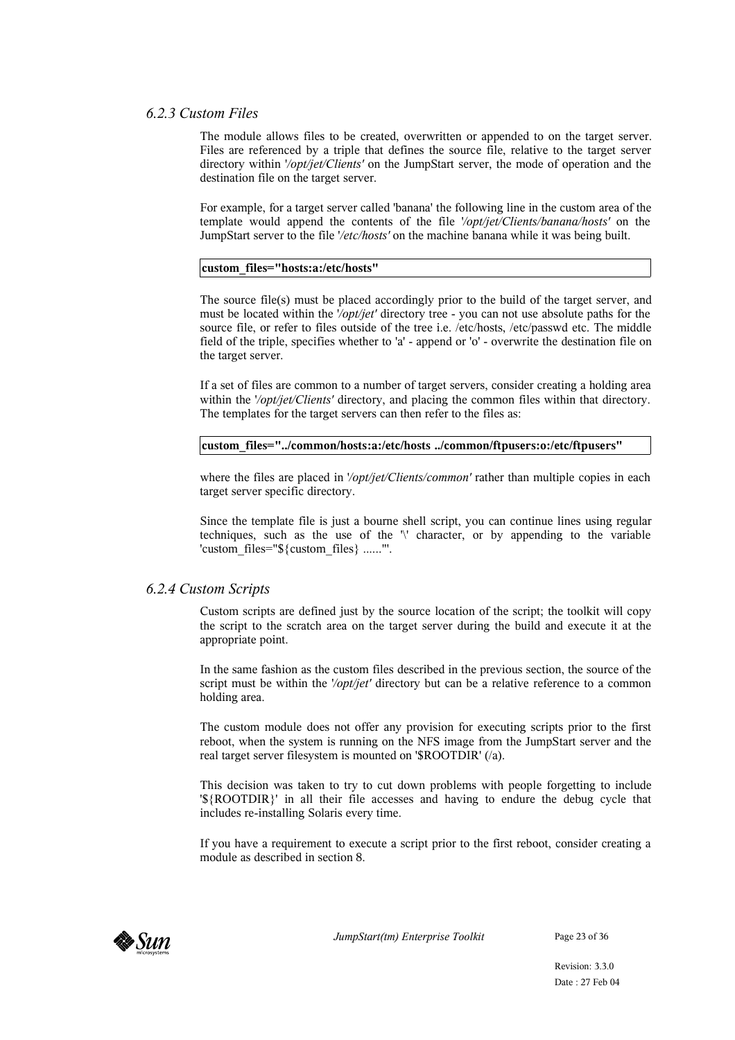### *6.2.3 Custom Files*

The module allows files to be created, overwritten or appended to on the target server. Files are referenced by a triple that defines the source file, relative to the target server directory within '*/opt/jet/Clients'* on the JumpStart server, the mode of operation and the destination file on the target server.

For example, for a target server called 'banana' the following line in the custom area of the template would append the contents of the file '*/opt/jet/Clients/banana/hosts'* on the JumpStart server to the file '*/etc/hosts'* on the machine banana while it was being built.

```
custom_files="hosts:a:/etc/hosts"
```

The source file(s) must be placed accordingly prior to the build of the target server, and must be located within the '*/opt/jet'* directory tree - you can not use absolute paths for the source file, or refer to files outside of the tree i.e. /etc/hosts, /etc/passwd etc. The middle field of the triple, specifies whether to 'a' - append or 'o' - overwrite the destination file on the target server.

If a set of files are common to a number of target servers, consider creating a holding area within the '*/opt/jet/Clients'* directory, and placing the common files within that directory. The templates for the target servers can then refer to the files as:

```
custom_files="../common/hosts:a:/etc/hosts ../common/ftpusers:o:/etc/ftpusers"
```

where the files are placed in '*/opt/jet/Clients/common'* rather than multiple copies in each target server specific directory.

Since the template file is just a bourne shell script, you can continue lines using regular techniques, such as the use of the '\' character, or by appending to the variable 'custom_files="${custom_files} ......"'.

### *6.2.4 Custom Scripts*

Custom scripts are defined just by the source location of the script; the toolkit will copy the script to the scratch area on the target server during the build and execute it at the appropriate point.

In the same fashion as the custom files described in the previous section, the source of the script must be within the '*/opt/jet'* directory but can be a relative reference to a common holding area.

The custom module does not offer any provision for executing scripts prior to the first reboot, when the system is running on the NFS image from the JumpStart server and the real target server filesystem is mounted on '$ROOTDIR' (/a).

This decision was taken to try to cut down problems with people forgetting to include '${ROOTDIR}' in all their file accesses and having to endure the debug cycle that includes re-installing Solaris every time.

If you have a requirement to execute a script prior to the first reboot, consider creating a module as described in section 8.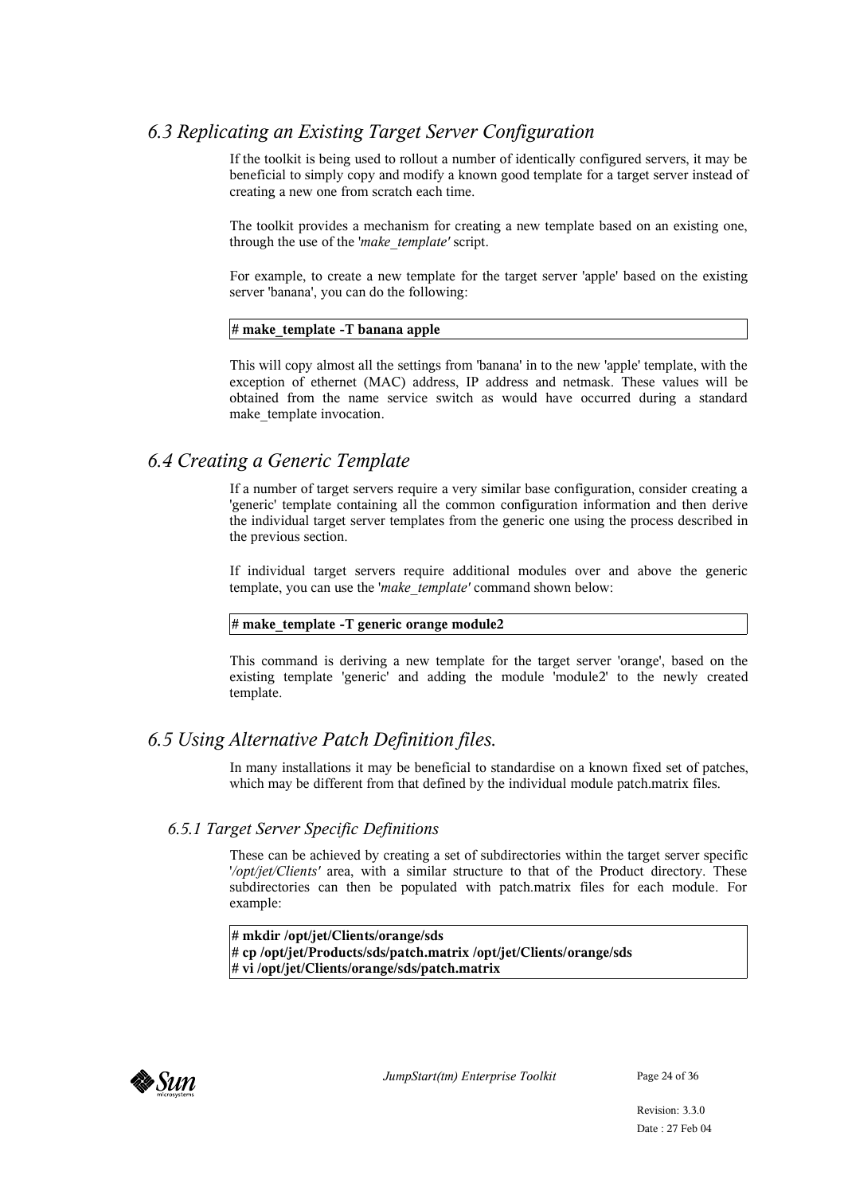## *6.3 Replicating an Existing Target Server Configuration*

If the toolkit is being used to rollout a number of identically configured servers, it may be beneficial to simply copy and modify a known good template for a target server instead of creating a new one from scratch each time.

The toolkit provides a mechanism for creating a new template based on an existing one, through the use of the '*make_template'* script.

For example, to create a new template for the target server 'apple' based on the existing server 'banana', you can do the following:

```
# make_template -T banana apple
```

This will copy almost all the settings from 'banana' in to the new 'apple' template, with the exception of ethernet (MAC) address, IP address and netmask. These values will be obtained from the name service switch as would have occurred during a standard make_template invocation.

## *6.4 Creating a Generic Template*

If a number of target servers require a very similar base configuration, consider creating a 'generic' template containing all the common configuration information and then derive the individual target server templates from the generic one using the process described in the previous section.

If individual target servers require additional modules over and above the generic template, you can use the '*make_template'* command shown below:

```
# make_template -T generic orange module2
```

This command is deriving a new template for the target server 'orange', based on the existing template 'generic' and adding the module 'module2' to the newly created template.

## *6.5 Using Alternative Patch Definition files.*

In many installations it may be beneficial to standardise on a known fixed set of patches, which may be different from that defined by the individual module patch.matrix files.

### *6.5.1 Target Server Specific Definitions*

These can be achieved by creating a set of subdirectories within the target server specific '*/opt/jet/Clients'* area, with a similar structure to that of the Product directory. These subdirectories can then be populated with patch.matrix files for each module. For example:

```
# mkdir /opt/jet/Clients/orange/sds
# cp /opt/jet/Products/sds/patch.matrix /opt/jet/Clients/orange/sds
# vi /opt/jet/Clients/orange/sds/patch.matrix
```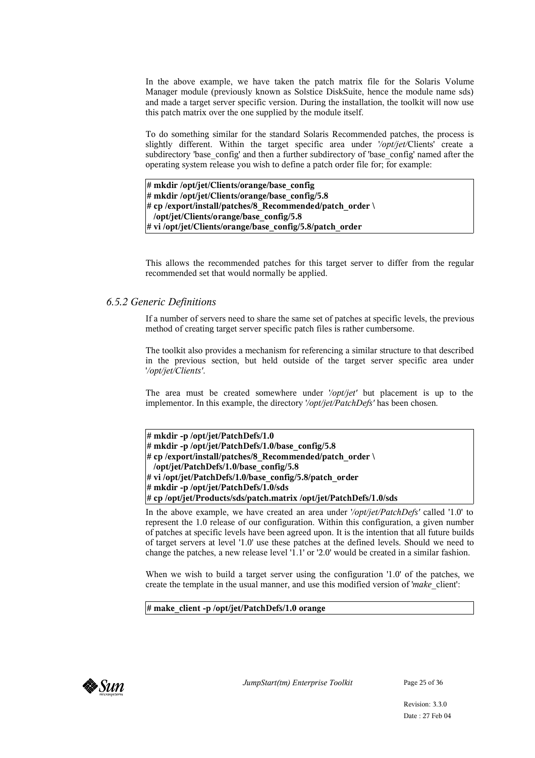In the above example, we have taken the patch matrix file for the Solaris Volume Manager module (previously known as Solstice DiskSuite, hence the module name sds) and made a target server specific version. During the installation, the toolkit will now use this patch matrix over the one supplied by the module itself.

To do something similar for the standard Solaris Recommended patches, the process is slightly different. Within the target specific area under '*/opt/jet/*Clients' create a subdirectory 'base_config' and then a further subdirectory of 'base_config' named after the operating system release you wish to define a patch order file for; for example:

```
# mkdir /opt/jet/Clients/orange/base_config
# mkdir /opt/jet/Clients/orange/base_config/5.8
# cp /export/install/patches/8_Recommended/patch_order \
  /opt/jet/Clients/orange/base_config/5.8
# vi /opt/jet/Clients/orange/base_config/5.8/patch_order
```

This allows the recommended patches for this target server to differ from the regular recommended set that would normally be applied.

### *6.5.2 Generic Definitions*

If a number of servers need to share the same set of patches at specific levels, the previous method of creating target server specific patch files is rather cumbersome.

The toolkit also provides a mechanism for referencing a similar structure to that described in the previous section, but held outside of the target server specific area under '*/opt/jet/Clients'*.

The area must be created somewhere under *'/opt/jet'* but placement is up to the implementor. In this example, the directory '*/opt/jet/PatchDefs'* has been chosen.

```
# mkdir -p /opt/jet/PatchDefs/1.0
# mkdir -p /opt/jet/PatchDefs/1.0/base_config/5.8
# cp /export/install/patches/8_Recommended/patch_order \
  /opt/jet/PatchDefs/1.0/base_config/5.8
# vi /opt/jet/PatchDefs/1.0/base_config/5.8/patch_order
# mkdir -p /opt/jet/PatchDefs/1.0/sds
# cp /opt/jet/Products/sds/patch.matrix /opt/jet/PatchDefs/1.0/sds
```

In the above example, we have created an area under '*/opt/jet/PatchDefs'* called '1.0' to represent the 1.0 release of our configuration. Within this configuration, a given number of patches at specific levels have been agreed upon. It is the intention that all future builds of target servers at level '1.0' use these patches at the defined levels. Should we need to change the patches, a new release level '1.1' or '2.0' would be created in a similar fashion.

When we wish to build a target server using the configuration '1.0' of the patches, we create the template in the usual manner, and use this modified version of '*make*_client':

```
# make_client -p /opt/jet/PatchDefs/1.0 orange
```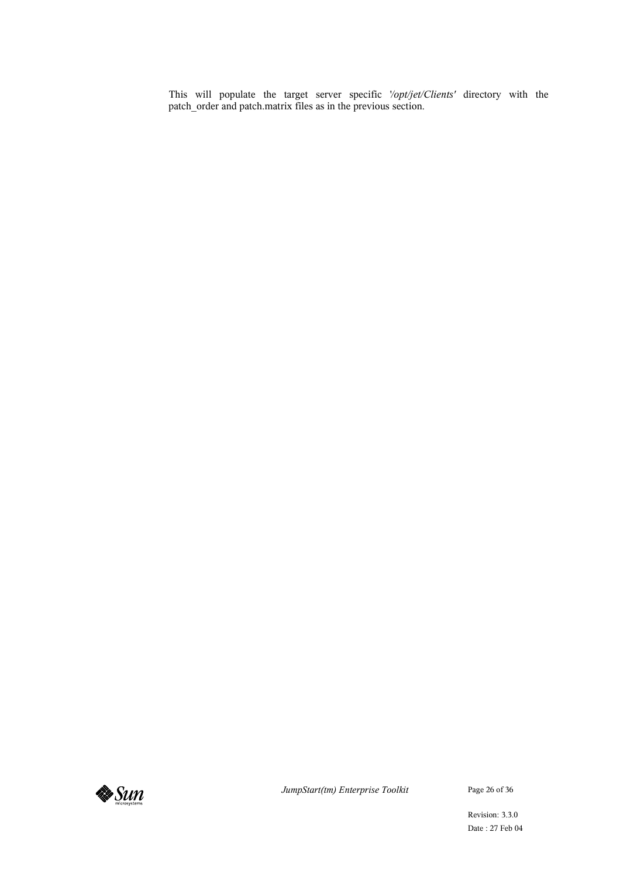This will populate the target server specific *'/opt/jet/Clients'* directory with the patch_order and patch.matrix files as in the previous section.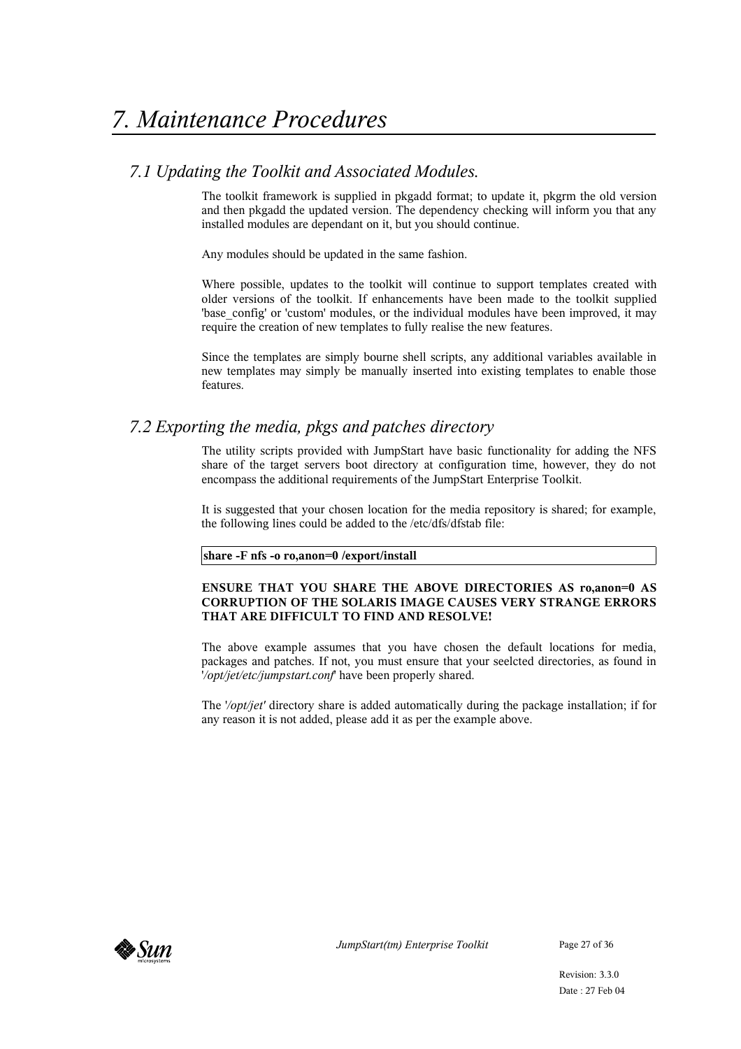# 7. Maintenance Procedures

## 7.1 Updating the Toolkit and Associated Modules.

The toolkit framework is supplied in pkgadd format; to update it, pkgrm the old version and then pkgadd the updated version. The dependency checking will inform you that any installed modules are dependant on it, but you should continue.

Any modules should be updated in the same fashion.

Where possible, updates to the toolkit will continue to support templates created with older versions of the toolkit. If enhancements have been made to the toolkit supplied 'base_config' or 'custom' modules, or the individual modules have been improved, it may require the creation of new templates to fully realise the new features.

Since the templates are simply bourne shell scripts, any additional variables available in new templates may simply be manually inserted into existing templates to enable those features.

## 7.2 Exporting the media, pkgs and patches directory

The utility scripts provided with JumpStart have basic functionality for adding the NFS share of the target servers boot directory at configuration time, however, they do not encompass the additional requirements of the JumpStart Enterprise Toolkit.

It is suggested that your chosen location for the media repository is shared; for example, the following lines could be added to the /etc/dfs/dfstab file:

```
share -F nfs -o ro,anon=0 /export/install
```

**ENSURE THAT YOU SHARE THE ABOVE DIRECTORIES AS ro,anon=0 AS CORRUPTION OF THE SOLARIS IMAGE CAUSES VERY STRANGE ERRORS THAT ARE DIFFICULT TO FIND AND RESOLVE!**

The above example assumes that you have chosen the default locations for media, packages and patches. If not, you must ensure that your seelcted directories, as found in '*/opt/jet/etc/jumpstart.conf*' have been properly shared.

The '*/opt/jet'* directory share is added automatically during the package installation; if for any reason it is not added, please add it as per the example above.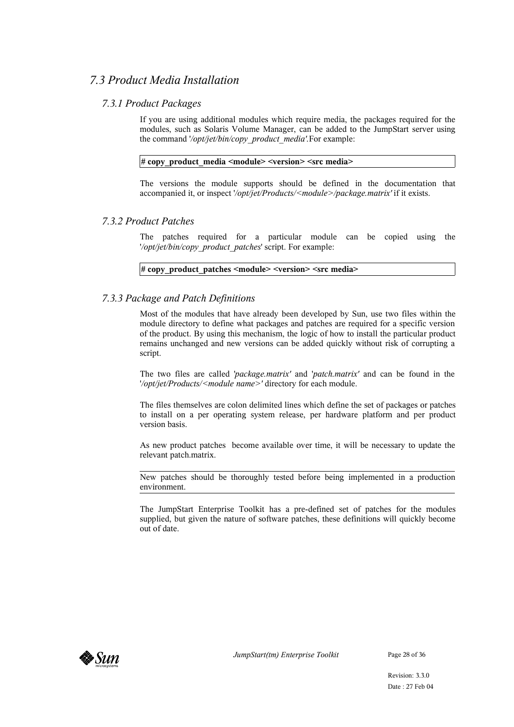## *7.3 Product Media Installation*

### *7.3.1 Product Packages*

If you are using additional modules which require media, the packages required for the modules, such as Solaris Volume Manager, can be added to the JumpStart server using the command '*/opt/jet/bin/copy_product_media'*.For example:

```
# copy_product_media <module> <version> <src media>
```

The versions the module supports should be defined in the documentation that accompanied it, or inspect '*/opt/jet/Products/<module>/package.matrix'* if it exists.

### *7.3.2 Product Patches*

The patches required for a particular module can be copied using the '*/opt/jet/bin/copy_product_patches*' script. For example:

```
# copy_product_patches <module> <version> <src media>
```

### *7.3.3 Package and Patch Definitions*

Most of the modules that have already been developed by Sun, use two files within the module directory to define what packages and patches are required for a specific version of the product. By using this mechanism, the logic of how to install the particular product remains unchanged and new versions can be added quickly without risk of corrupting a script.

The two files are called *'package.matrix'* and *'patch.matrix'* and can be found in the '*/opt/jet/Products/<module name>'* directory for each module.

The files themselves are colon delimited lines which define the set of packages or patches to install on a per operating system release, per hardware platform and per product version basis.

As new product patches become available over time, it will be necessary to update the relevant patch.matrix.

---

New patches should be thoroughly tested before being implemented in a production environment.

---

The JumpStart Enterprise Toolkit has a pre-defined set of patches for the modules supplied, but given the nature of software patches, these definitions will quickly become out of date.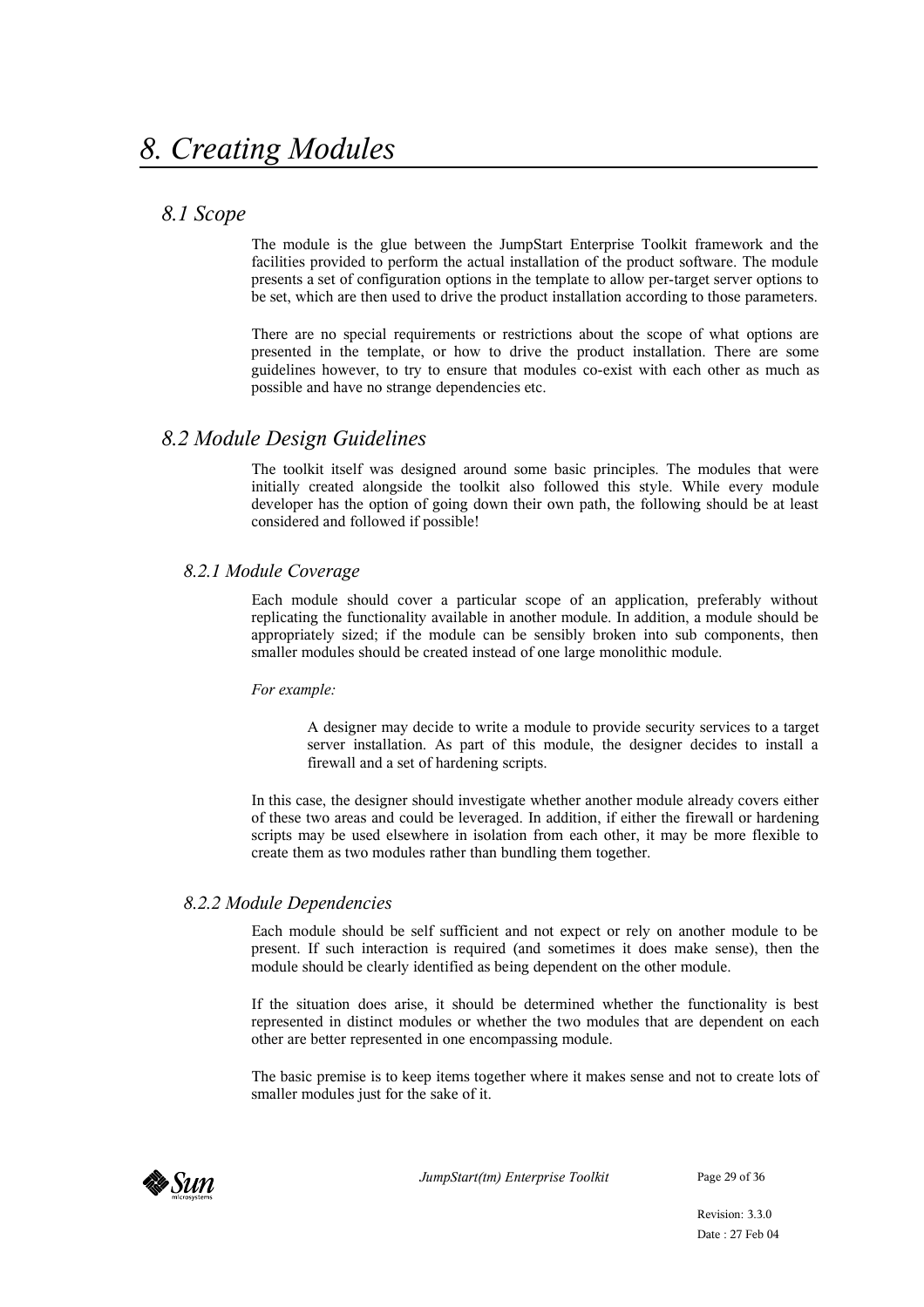# *8. Creating Modules*

## *8.1 Scope*

The module is the glue between the JumpStart Enterprise Toolkit framework and the facilities provided to perform the actual installation of the product software. The module presents a set of configuration options in the template to allow per-target server options to be set, which are then used to drive the product installation according to those parameters.

There are no special requirements or restrictions about the scope of what options are presented in the template, or how to drive the product installation. There are some guidelines however, to try to ensure that modules co-exist with each other as much as possible and have no strange dependencies etc.

## *8.2 Module Design Guidelines*

The toolkit itself was designed around some basic principles. The modules that were initially created alongside the toolkit also followed this style. While every module developer has the option of going down their own path, the following should be at least considered and followed if possible!

### *8.2.1 Module Coverage*

Each module should cover a particular scope of an application, preferably without replicating the functionality available in another module. In addition, a module should be appropriately sized; if the module can be sensibly broken into sub components, then smaller modules should be created instead of one large monolithic module.

*For example:*

> A designer may decide to write a module to provide security services to a target server installation. As part of this module, the designer decides to install a firewall and a set of hardening scripts.

In this case, the designer should investigate whether another module already covers either of these two areas and could be leveraged. In addition, if either the firewall or hardening scripts may be used elsewhere in isolation from each other, it may be more flexible to create them as two modules rather than bundling them together.

### *8.2.2 Module Dependencies*

Each module should be self sufficient and not expect or rely on another module to be present. If such interaction is required (and sometimes it does make sense), then the module should be clearly identified as being dependent on the other module.

If the situation does arise, it should be determined whether the functionality is best represented in distinct modules or whether the two modules that are dependent on each other are better represented in one encompassing module.

The basic premise is to keep items together where it makes sense and not to create lots of smaller modules just for the sake of it.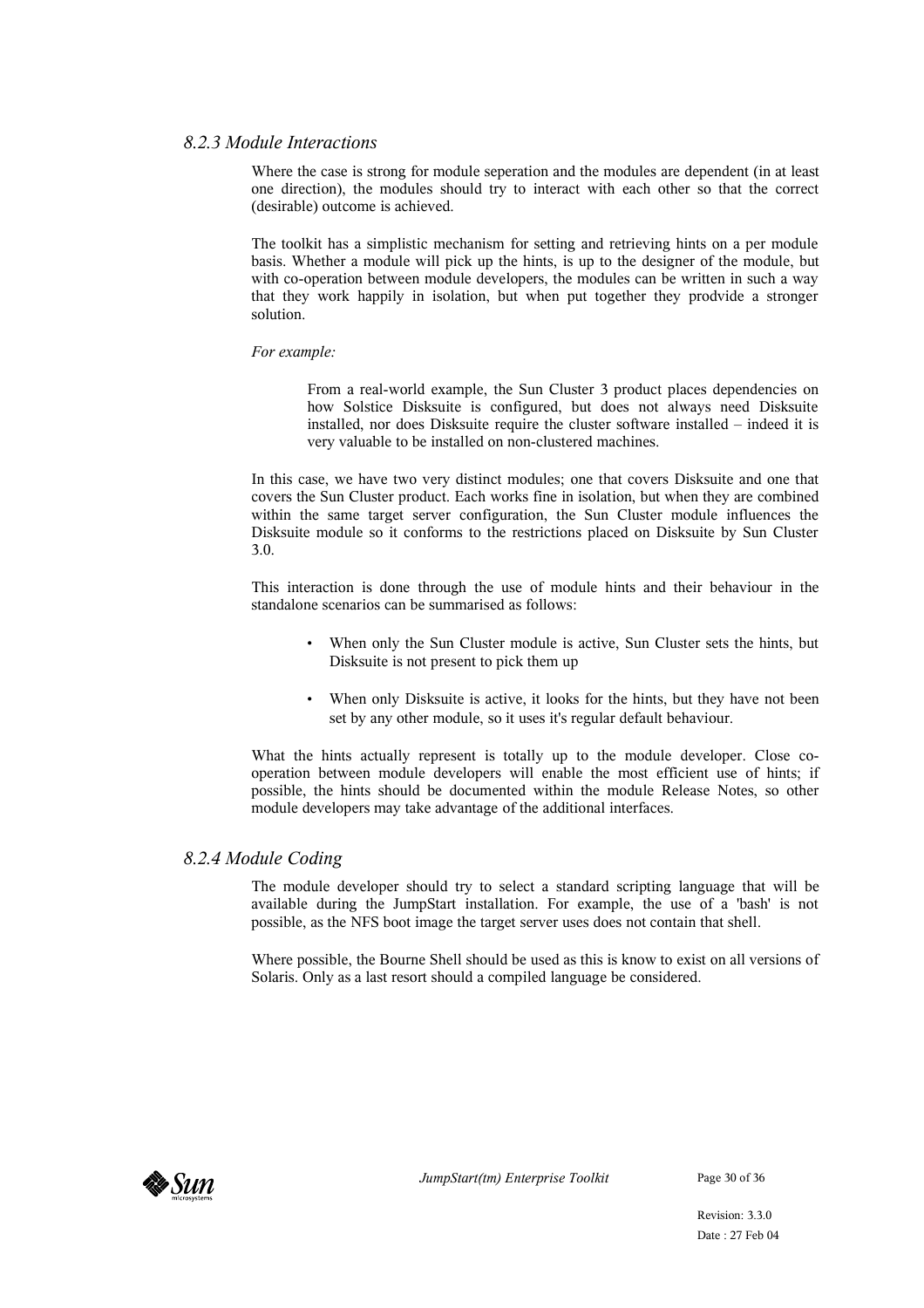### *8.2.3 Module Interactions*

Where the case is strong for module seperation and the modules are dependent (in at least one direction), the modules should try to interact with each other so that the correct (desirable) outcome is achieved.

The toolkit has a simplistic mechanism for setting and retrieving hints on a per module basis. Whether a module will pick up the hints, is up to the designer of the module, but with co-operation between module developers, the modules can be written in such a way that they work happily in isolation, but when put together they prodvide a stronger solution.

*For example:*

> From a real-world example, the Sun Cluster 3 product places dependencies on how Solstice Disksuite is configured, but does not always need Disksuite installed, nor does Disksuite require the cluster software installed – indeed it is very valuable to be installed on non-clustered machines.

In this case, we have two very distinct modules; one that covers Disksuite and one that covers the Sun Cluster product. Each works fine in isolation, but when they are combined within the same target server configuration, the Sun Cluster module influences the Disksuite module so it conforms to the restrictions placed on Disksuite by Sun Cluster 3.0.

This interaction is done through the use of module hints and their behaviour in the standalone scenarios can be summarised as follows:

- When only the Sun Cluster module is active, Sun Cluster sets the hints, but Disksuite is not present to pick them up
- When only Disksuite is active, it looks for the hints, but they have not been set by any other module, so it uses it's regular default behaviour.

What the hints actually represent is totally up to the module developer. Close co-operation between module developers will enable the most efficient use of hints; if possible, the hints should be documented within the module Release Notes, so other module developers may take advantage of the additional interfaces.

### *8.2.4 Module Coding*

The module developer should try to select a standard scripting language that will be available during the JumpStart installation. For example, the use of a 'bash' is not possible, as the NFS boot image the target server uses does not contain that shell.

Where possible, the Bourne Shell should be used as this is know to exist on all versions of Solaris. Only as a last resort should a compiled language be considered.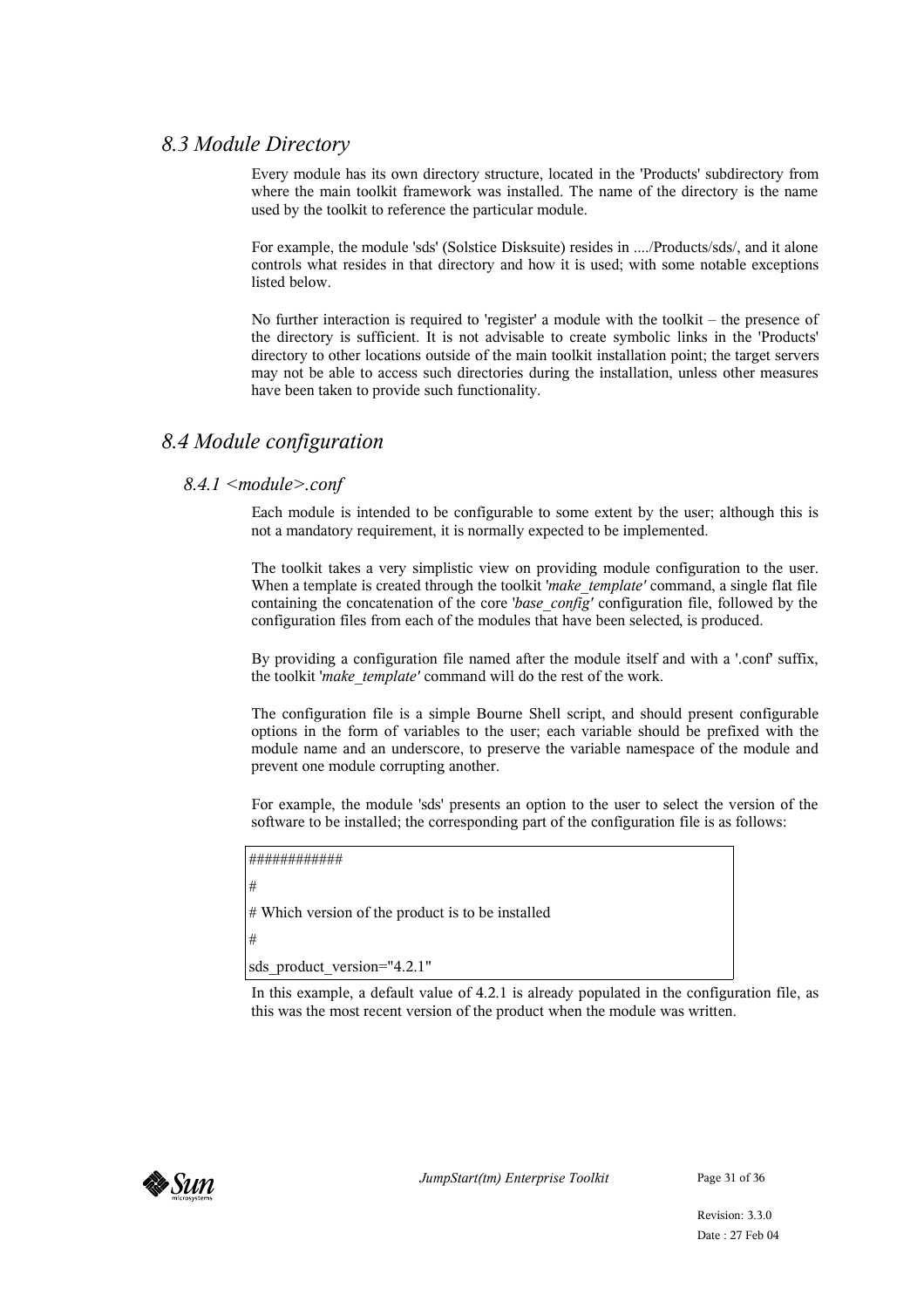## *8.3 Module Directory*

Every module has its own directory structure, located in the 'Products' subdirectory from where the main toolkit framework was installed. The name of the directory is the name used by the toolkit to reference the particular module.

For example, the module 'sds' (Solstice Disksuite) resides in ..../Products/sds/, and it alone controls what resides in that directory and how it is used; with some notable exceptions listed below.

No further interaction is required to 'register' a module with the toolkit – the presence of the directory is sufficient. It is not advisable to create symbolic links in the 'Products' directory to other locations outside of the main toolkit installation point; the target servers may not be able to access such directories during the installation, unless other measures have been taken to provide such functionality.

## *8.4 Module configuration*

### *8.4.1 <module>.conf*

Each module is intended to be configurable to some extent by the user; although this is not a mandatory requirement, it is normally expected to be implemented.

The toolkit takes a very simplistic view on providing module configuration to the user. When a template is created through the toolkit '*make_template*' command, a single flat file containing the concatenation of the core '*base_config*' configuration file, followed by the configuration files from each of the modules that have been selected, is produced.

By providing a configuration file named after the module itself and with a '.conf' suffix, the toolkit '*make_template*' command will do the rest of the work.

The configuration file is a simple Bourne Shell script, and should present configurable options in the form of variables to the user; each variable should be prefixed with the module name and an underscore, to preserve the variable namespace of the module and prevent one module corrupting another.

For example, the module 'sds' presents an option to the user to select the version of the software to be installed; the corresponding part of the configuration file is as follows:

```
############
#
# Which version of the product is to be installed
#
sds_product_version="4.2.1"
```

In this example, a default value of 4.2.1 is already populated in the configuration file, as this was the most recent version of the product when the module was written.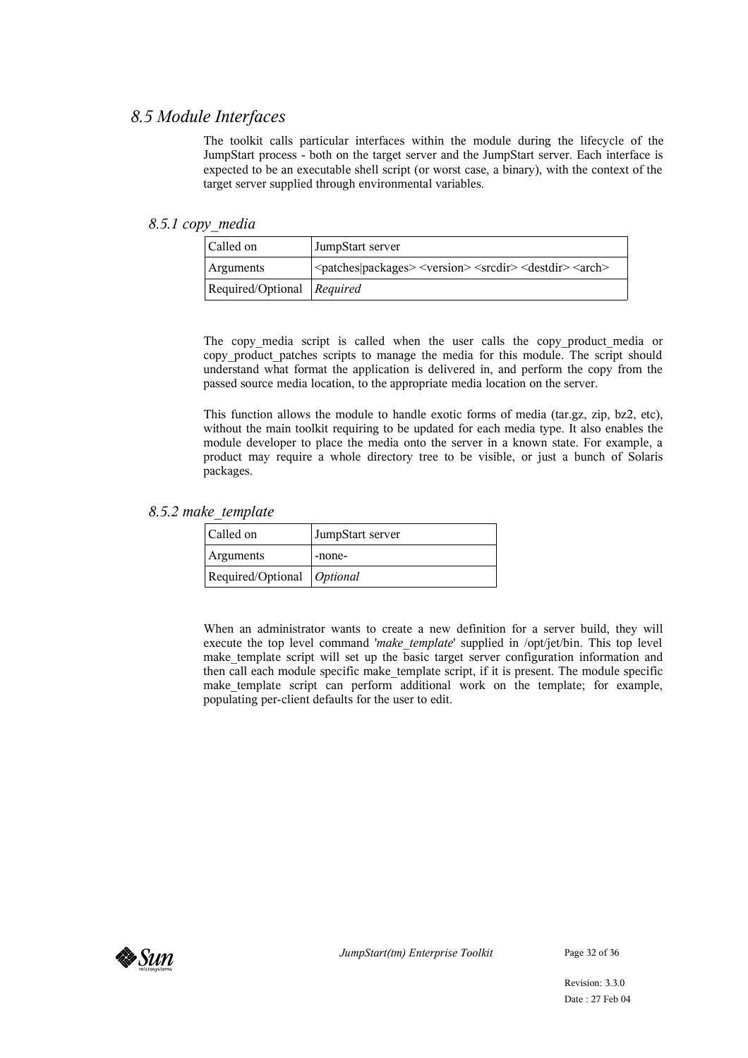## *8.5 Module Interfaces*

The toolkit calls particular interfaces within the module during the lifecycle of the JumpStart process - both on the target server and the JumpStart server. Each interface is expected to be an executable shell script (or worst case, a binary), with the context of the target server supplied through environmental variables.

### *8.5.1 copy_media*

| Called on | JumpStart server |
|---|---|
| Arguments | <patches\|packages> <version> <srcdir> <destdir> <arch> |
| Required/Optional | *Required* |

The copy_media script is called when the user calls the copy_product_media or copy_product_patches scripts to manage the media for this module. The script should understand what format the application is delivered in, and perform the copy from the passed source media location, to the appropriate media location on the server.

This function allows the module to handle exotic forms of media (tar.gz, zip, bz2, etc), without the main toolkit requiring to be updated for each media type. It also enables the module developer to place the media onto the server in a known state. For example, a product may require a whole directory tree to be visible, or just a bunch of Solaris packages.

### *8.5.2 make_template*

| Called on | JumpStart server |
|---|---|
| Arguments | -none- |
| Required/Optional | *Optional* |

When an administrator wants to create a new definition for a server build, they will execute the top level command '*make_template*' supplied in /opt/jet/bin. This top level make_template script will set up the basic target server configuration information and then call each module specific make_template script, if it is present. The module specific make_template script can perform additional work on the template; for example, populating per-client defaults for the user to edit.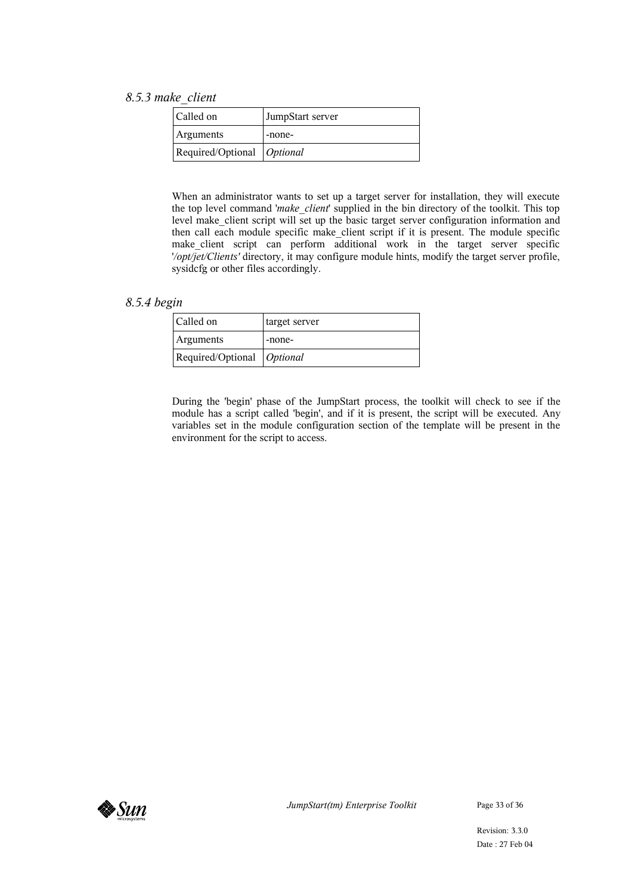### *8.5.3 make_client*

| Called on | JumpStart server |
|---|---|
| Arguments | -none- |
| Required/Optional | *Optional* |

When an administrator wants to set up a target server for installation, they will execute the top level command '*make_client*' supplied in the bin directory of the toolkit. This top level make_client script will set up the basic target server configuration information and then call each module specific make_client script if it is present. The module specific make_client script can perform additional work in the target server specific '*/opt/jet/Clients'* directory, it may configure module hints, modify the target server profile, sysidcfg or other files accordingly.

### *8.5.4 begin*

| Called on | target server |
|---|---|
| Arguments | -none- |
| Required/Optional | *Optional* |

During the 'begin' phase of the JumpStart process, the toolkit will check to see if the module has a script called 'begin', and if it is present, the script will be executed. Any variables set in the module configuration section of the template will be present in the environment for the script to access.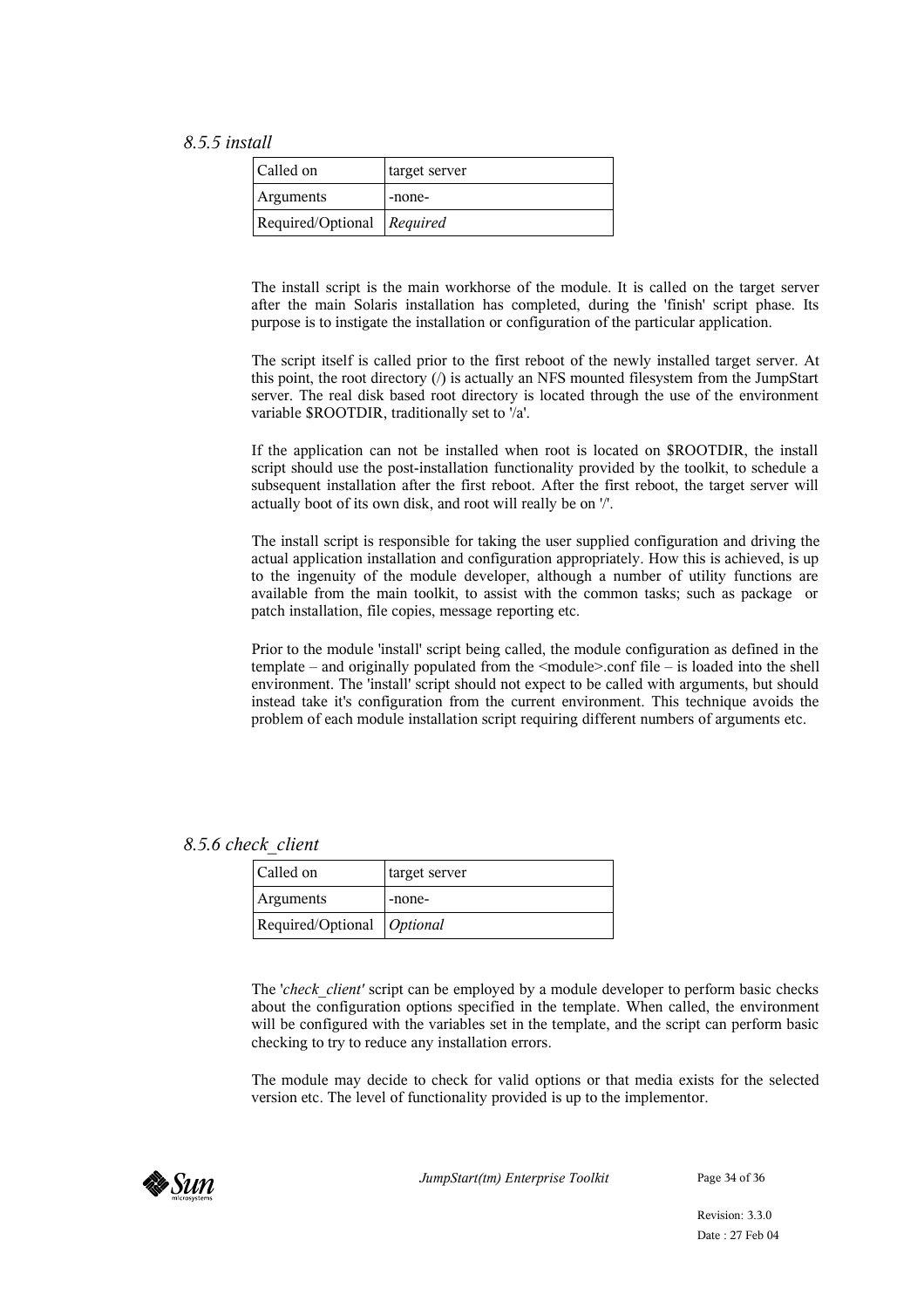### *8.5.5 install*

| Called on | target server |
|---|---|
| Arguments | -none- |
| Required/Optional | *Required* |

The install script is the main workhorse of the module. It is called on the target server after the main Solaris installation has completed, during the 'finish' script phase. Its purpose is to instigate the installation or configuration of the particular application.

The script itself is called prior to the first reboot of the newly installed target server. At this point, the root directory (/) is actually an NFS mounted filesystem from the JumpStart server. The real disk based root directory is located through the use of the environment variable $ROOTDIR, traditionally set to '/a'.

If the application can not be installed when root is located on $ROOTDIR, the install script should use the post-installation functionality provided by the toolkit, to schedule a subsequent installation after the first reboot. After the first reboot, the target server will actually boot of its own disk, and root will really be on '/'.

The install script is responsible for taking the user supplied configuration and driving the actual application installation and configuration appropriately. How this is achieved, is up to the ingenuity of the module developer, although a number of utility functions are available from the main toolkit, to assist with the common tasks; such as package or patch installation, file copies, message reporting etc.

Prior to the module 'install' script being called, the module configuration as defined in the template – and originally populated from the <module>.conf file – is loaded into the shell environment. The 'install' script should not expect to be called with arguments, but should instead take it's configuration from the current environment. This technique avoids the problem of each module installation script requiring different numbers of arguments etc.

### *8.5.6 check_client*

| Called on | target server |
|---|---|
| Arguments | -none- |
| Required/Optional | *Optional* |

The '*check_client'* script can be employed by a module developer to perform basic checks about the configuration options specified in the template. When called, the environment will be configured with the variables set in the template, and the script can perform basic checking to try to reduce any installation errors.

The module may decide to check for valid options or that media exists for the selected version etc. The level of functionality provided is up to the implementor.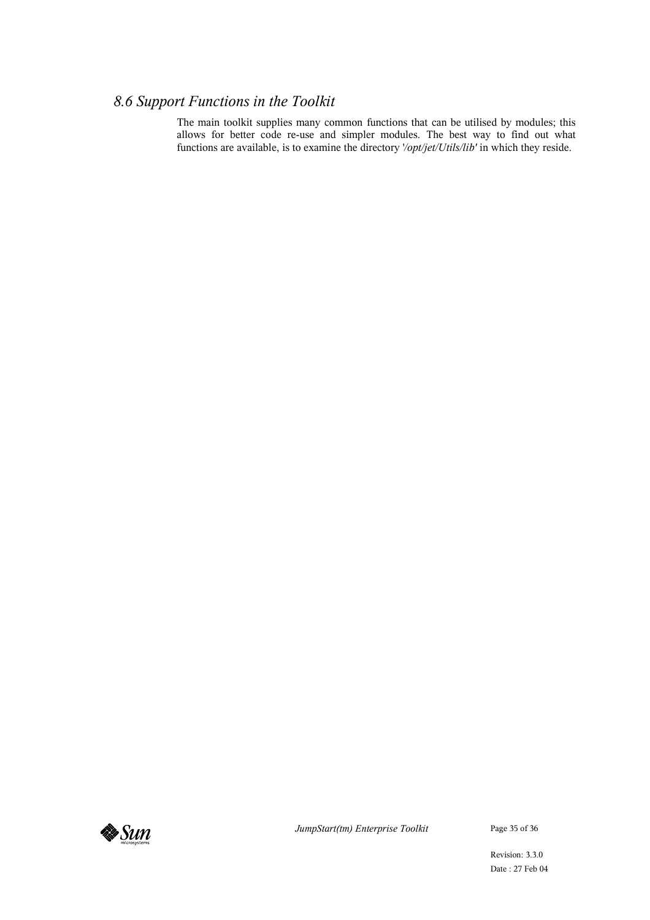## *8.6 Support Functions in the Toolkit*

The main toolkit supplies many common functions that can be utilised by modules; this allows for better code re-use and simpler modules. The best way to find out what functions are available, is to examine the directory '*/opt/jet/Utils/lib*' in which they reside.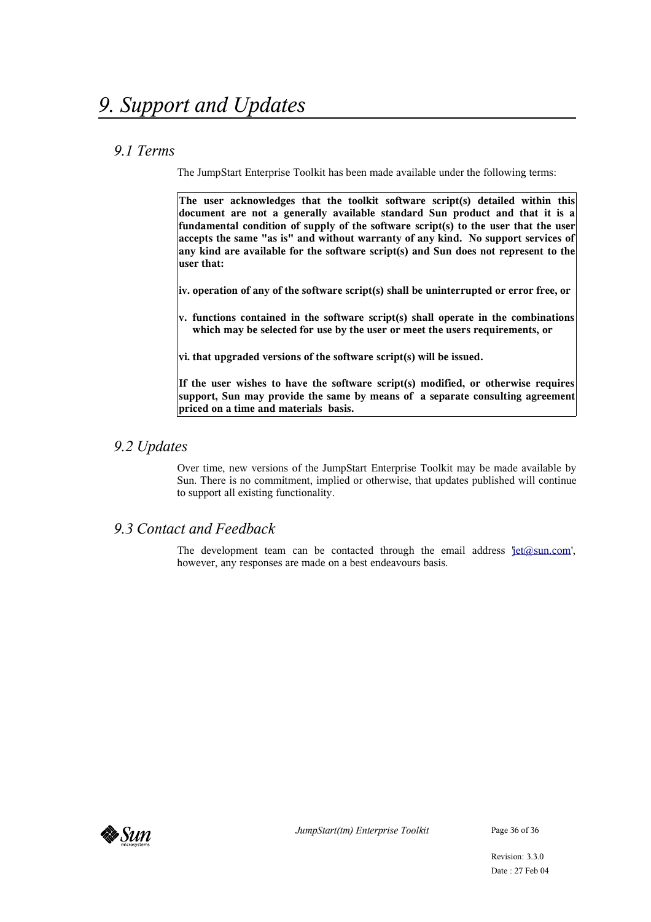# 9. Support and Updates

## 9.1 Terms

The JumpStart Enterprise Toolkit has been made available under the following terms:

> **The user acknowledges that the toolkit software script(s) detailed within this document are not a generally available standard Sun product and that it is a fundamental condition of supply of the software script(s) to the user that the user accepts the same "as is" and without warranty of any kind. No support services of any kind are available for the software script(s) and Sun does not represent to the user that:**
>
> **iv. operation of any of the software script(s) shall be uninterrupted or error free, or**
>
> **v. functions contained in the software script(s) shall operate in the combinations which may be selected for use by the user or meet the users requirements, or**
>
> **vi. that upgraded versions of the software script(s) will be issued.**
>
> **If the user wishes to have the software script(s) modified, or otherwise requires support, Sun may provide the same by means of a separate consulting agreement priced on a time and materials basis.**

## 9.2 Updates

Over time, new versions of the JumpStart Enterprise Toolkit may be made available by Sun. There is no commitment, implied or otherwise, that updates published will continue to support all existing functionality.

## 9.3 Contact and Feedback

The development team can be contacted through the email address 'jet@sun.com', however, any responses are made on a best endeavours basis.